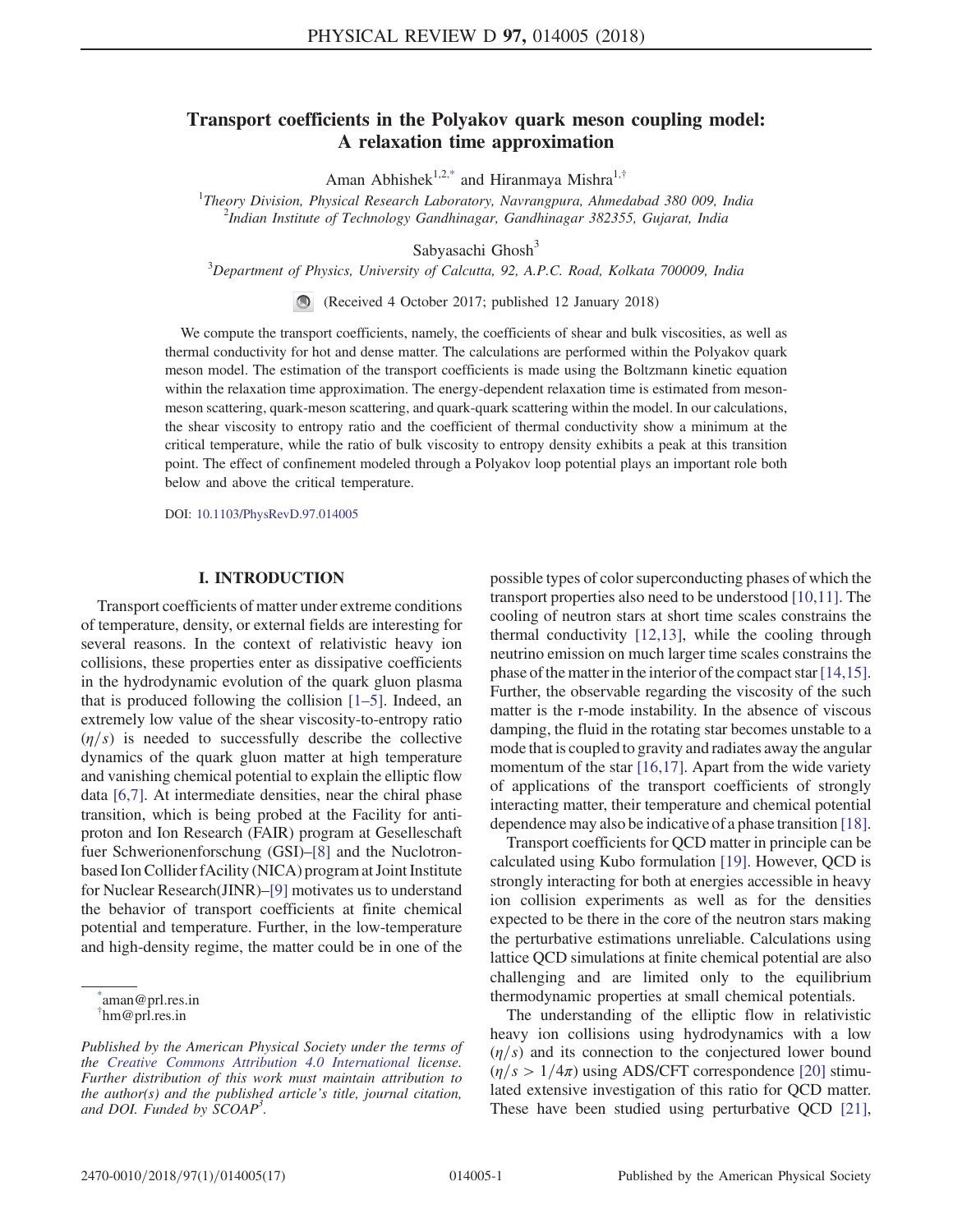# Transport coefficients in the Polyakov quark meson coupling model: A relaxation time approximation

Aman Abhishek[1,2,*] and Hiranmaya Mishra[1,†]

[1]*Theory Division, Physical Research Laboratory, Navrangpura, Ahmedabad 380 009, India*
[2]*Indian Institute of Technology Gandhinagar, Gandhinagar 382355, Gujarat, India*

Sabyasachi Ghosh[3]

[3]*Department of Physics, University of Calcutta, 92, A.P.C. Road, Kolkata 700009, India*

(Received 4 October 2017; published 12 January 2018)

We compute the transport coefficients, namely, the coefficients of shear and bulk viscosities, as well as thermal conductivity for hot and dense matter. The calculations are performed within the Polyakov quark meson model. The estimation of the transport coefficients is made using the Boltzmann kinetic equation within the relaxation time approximation. The energy-dependent relaxation time is estimated from meson-meson scattering, quark-meson scattering, and quark-quark scattering within the model. In our calculations, the shear viscosity to entropy ratio and the coefficient of thermal conductivity show a minimum at the critical temperature, while the ratio of bulk viscosity to entropy density exhibits a peak at this transition point. The effect of confinement modeled through a Polyakov loop potential plays an important role both below and above the critical temperature.

DOI: 10.1103/PhysRevD.97.014005

## I. INTRODUCTION

Transport coefficients of matter under extreme conditions of temperature, density, or external fields are interesting for several reasons. In the context of relativistic heavy ion collisions, these properties enter as dissipative coefficients in the hydrodynamic evolution of the quark gluon plasma that is produced following the collision [1–5]. Indeed, an extremely low value of the shear viscosity-to-entropy ratio ($\eta/s$) is needed to successfully describe the collective dynamics of the quark gluon matter at high temperature and vanishing chemical potential to explain the elliptic flow data [6,7]. At intermediate densities, near the chiral phase transition, which is being probed at the Facility for antiproton and Ion Research (FAIR) program at Geselleschaft fuer Schwerionenforschung (GSI)–[8] and the Nuclotron-based Ion Collider fAcility (NICA) program at Joint Institute for Nuclear Research(JINR)–[9] motivates us to understand the behavior of transport coefficients at finite chemical potential and temperature. Further, in the low-temperature and high-density regime, the matter could be in one of the possible types of color superconducting phases of which the transport properties also need to be understood [10,11]. The cooling of neutron stars at short time scales constrains the thermal conductivity [12,13], while the cooling through neutrino emission on much larger time scales constrains the phase of the matter in the interior of the compact star [14,15]. Further, the observable regarding the viscosity of the such matter is the r-mode instability. In the absence of viscous damping, the fluid in the rotating star becomes unstable to a mode that is coupled to gravity and radiates away the angular momentum of the star [16,17]. Apart from the wide variety of applications of the transport coefficients of strongly interacting matter, their temperature and chemical potential dependence may also be indicative of a phase transition [18].

Transport coefficients for QCD matter in principle can be calculated using Kubo formulation [19]. However, QCD is strongly interacting for both at energies accessible in heavy ion collision experiments as well as for the densities expected to be there in the core of the neutron stars making the perturbative estimations unreliable. Calculations using lattice QCD simulations at finite chemical potential are also challenging and are limited only to the equilibrium thermodynamic properties at small chemical potentials.

The understanding of the elliptic flow in relativistic heavy ion collisions using hydrodynamics with a low ($\eta/s$) and its connection to the conjectured lower bound ($\eta/s > 1/4\pi$) using ADS/CFT correspondence [20] stimulated extensive investigation of this ratio for QCD matter. These have been studied using perturbative QCD [21],

---

[*] aman@prl.res.in
[†] hm@prl.res.in

*Published by the American Physical Society under the terms of the Creative Commons Attribution 4.0 International license. Further distribution of this work must maintain attribution to the author(s) and the published article's title, journal citation, and DOI. Funded by SCOAP³.*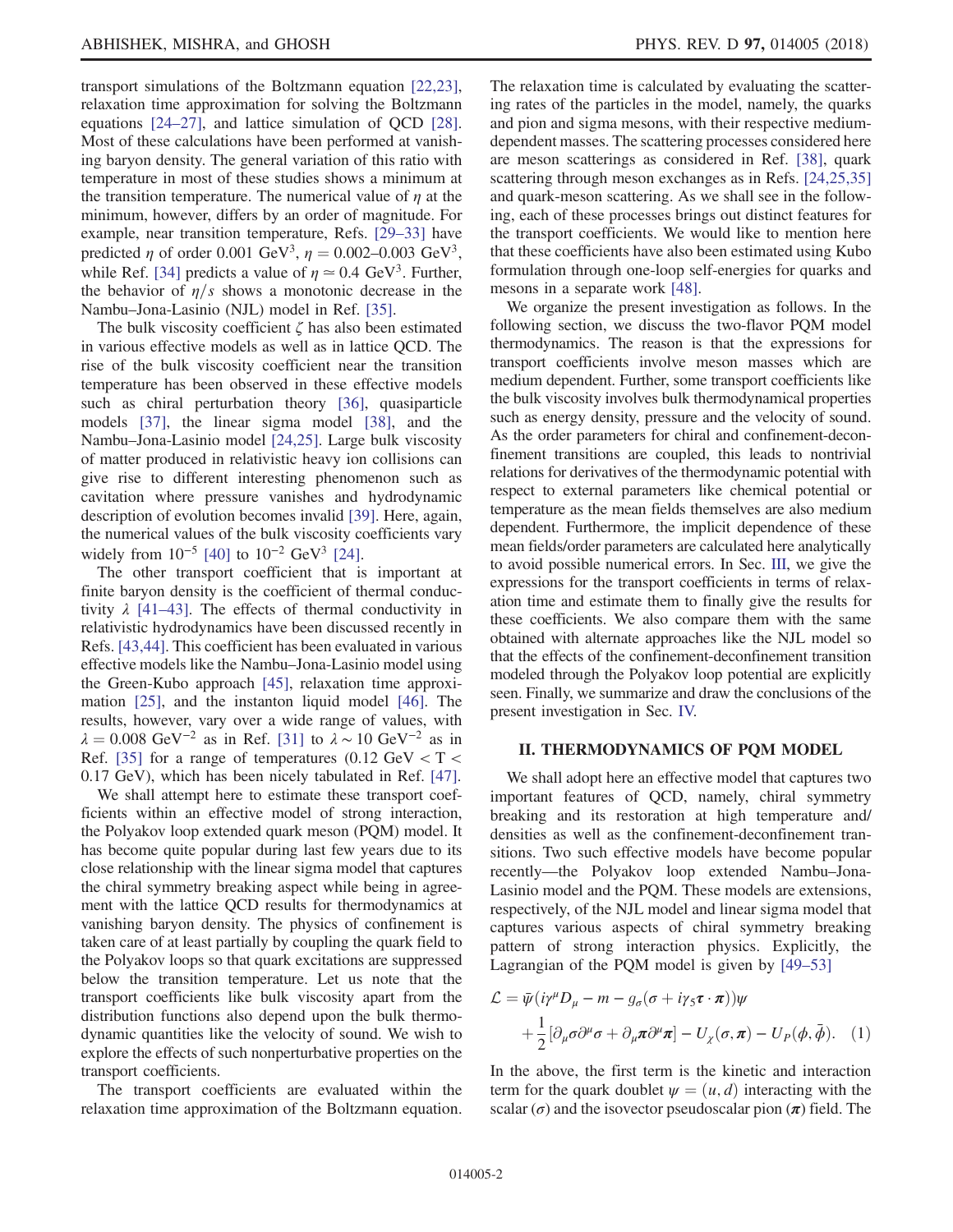transport simulations of the Boltzmann equation [22,23], relaxation time approximation for solving the Boltzmann equations [24–27], and lattice simulation of QCD [28]. Most of these calculations have been performed at vanishing baryon density. The general variation of this ratio with temperature in most of these studies shows a minimum at the transition temperature. The numerical value of $\eta$ at the minimum, however, differs by an order of magnitude. For example, near transition temperature, Refs. [29–33] have predicted $\eta$ of order 0.001 GeV$^3$, $\eta = 0.002$–$0.003$ GeV$^3$, while Ref. [34] predicts a value of $\eta \simeq 0.4$ GeV$^3$. Further, the behavior of $\eta/s$ shows a monotonic decrease in the Nambu–Jona-Lasinio (NJL) model in Ref. [35].

The bulk viscosity coefficient $\zeta$ has also been estimated in various effective models as well as in lattice QCD. The rise of the bulk viscosity coefficient near the transition temperature has been observed in these effective models such as chiral perturbation theory [36], quasiparticle models [37], the linear sigma model [38], and the Nambu–Jona-Lasinio model [24,25]. Large bulk viscosity of matter produced in relativistic heavy ion collisions can give rise to different interesting phenomenon such as cavitation where pressure vanishes and hydrodynamic description of evolution becomes invalid [39]. Here, again, the numerical values of the bulk viscosity coefficients vary widely from $10^{-5}$ [40] to $10^{-2}$ GeV$^3$ [24].

The other transport coefficient that is important at finite baryon density is the coefficient of thermal conductivity $\lambda$ [41–43]. The effects of thermal conductivity in relativistic hydrodynamics have been discussed recently in Refs. [43,44]. This coefficient has been evaluated in various effective models like the Nambu–Jona-Lasinio model using the Green-Kubo approach [45], relaxation time approximation [25], and the instanton liquid model [46]. The results, however, vary over a wide range of values, with $\lambda = 0.008$ GeV$^{-2}$ as in Ref. [31] to $\lambda \sim 10$ GeV$^{-2}$ as in Ref. [35] for a range of temperatures (0.12 GeV $< T <$ 0.17 GeV), which has been nicely tabulated in Ref. [47].

We shall attempt here to estimate these transport coefficients within an effective model of strong interaction, the Polyakov loop extended quark meson (PQM) model. It has become quite popular during last few years due to its close relationship with the linear sigma model that captures the chiral symmetry breaking aspect while being in agreement with the lattice QCD results for thermodynamics at vanishing baryon density. The physics of confinement is taken care of at least partially by coupling the quark field to the Polyakov loops so that quark excitations are suppressed below the transition temperature. Let us note that the transport coefficients like bulk viscosity apart from the distribution functions also depend upon the bulk thermodynamic quantities like the velocity of sound. We wish to explore the effects of such nonperturbative properties on the transport coefficients.

The transport coefficients are evaluated within the relaxation time approximation of the Boltzmann equation. The relaxation time is calculated by evaluating the scattering rates of the particles in the model, namely, the quarks and pion and sigma mesons, with their respective medium-dependent masses. The scattering processes considered here are meson scatterings as considered in Ref. [38], quark scattering through meson exchanges as in Refs. [24,25,35] and quark-meson scattering. As we shall see in the following, each of these processes brings out distinct features for the transport coefficients. We would like to mention here that these coefficients have also been estimated using Kubo formulation through one-loop self-energies for quarks and mesons in a separate work [48].

We organize the present investigation as follows. In the following section, we discuss the two-flavor PQM model thermodynamics. The reason is that the expressions for transport coefficients involve meson masses which are medium dependent. Further, some transport coefficients like the bulk viscosity involves bulk thermodynamical properties such as energy density, pressure and the velocity of sound. As the order parameters for chiral and confinement-deconfinement transitions are coupled, this leads to nontrivial relations for derivatives of the thermodynamic potential with respect to external parameters like chemical potential or temperature as the mean fields themselves are also medium dependent. Furthermore, the implicit dependence of these mean fields/order parameters are calculated here analytically to avoid possible numerical errors. In Sec. III, we give the expressions for the transport coefficients in terms of relaxation time and estimate them to finally give the results for these coefficients. We also compare them with the same obtained with alternate approaches like the NJL model so that the effects of the confinement-deconfinement transition modeled through the Polyakov loop potential are explicitly seen. Finally, we summarize and draw the conclusions of the present investigation in Sec. IV.

## II. THERMODYNAMICS OF PQM MODEL

We shall adopt here an effective model that captures two important features of QCD, namely, chiral symmetry breaking and its restoration at high temperature and/densities as well as the confinement-deconfinement transitions. Two such effective models have become popular recently—the Polyakov loop extended Nambu–Jona-Lasinio model and the PQM. These models are extensions, respectively, of the NJL model and linear sigma model that captures various aspects of chiral symmetry breaking pattern of strong interaction physics. Explicitly, the Lagrangian of the PQM model is given by [49–53]

$$\mathcal{L} = \bar{\psi}(i\gamma^\mu D_\mu - m - g_\sigma(\sigma + i\gamma_5 \boldsymbol{\tau}\cdot\boldsymbol{\pi}))\psi + \frac{1}{2}[\partial_\mu\sigma\partial^\mu\sigma + \partial_\mu\boldsymbol{\pi}\partial^\mu\boldsymbol{\pi}] - U_\chi(\sigma,\boldsymbol{\pi}) - U_P(\phi,\bar{\phi}). \quad (1)$$

In the above, the first term is the kinetic and interaction term for the quark doublet $\psi = (u, d)$ interacting with the scalar ($\sigma$) and the isovector pseudoscalar pion ($\boldsymbol{\pi}$) field. The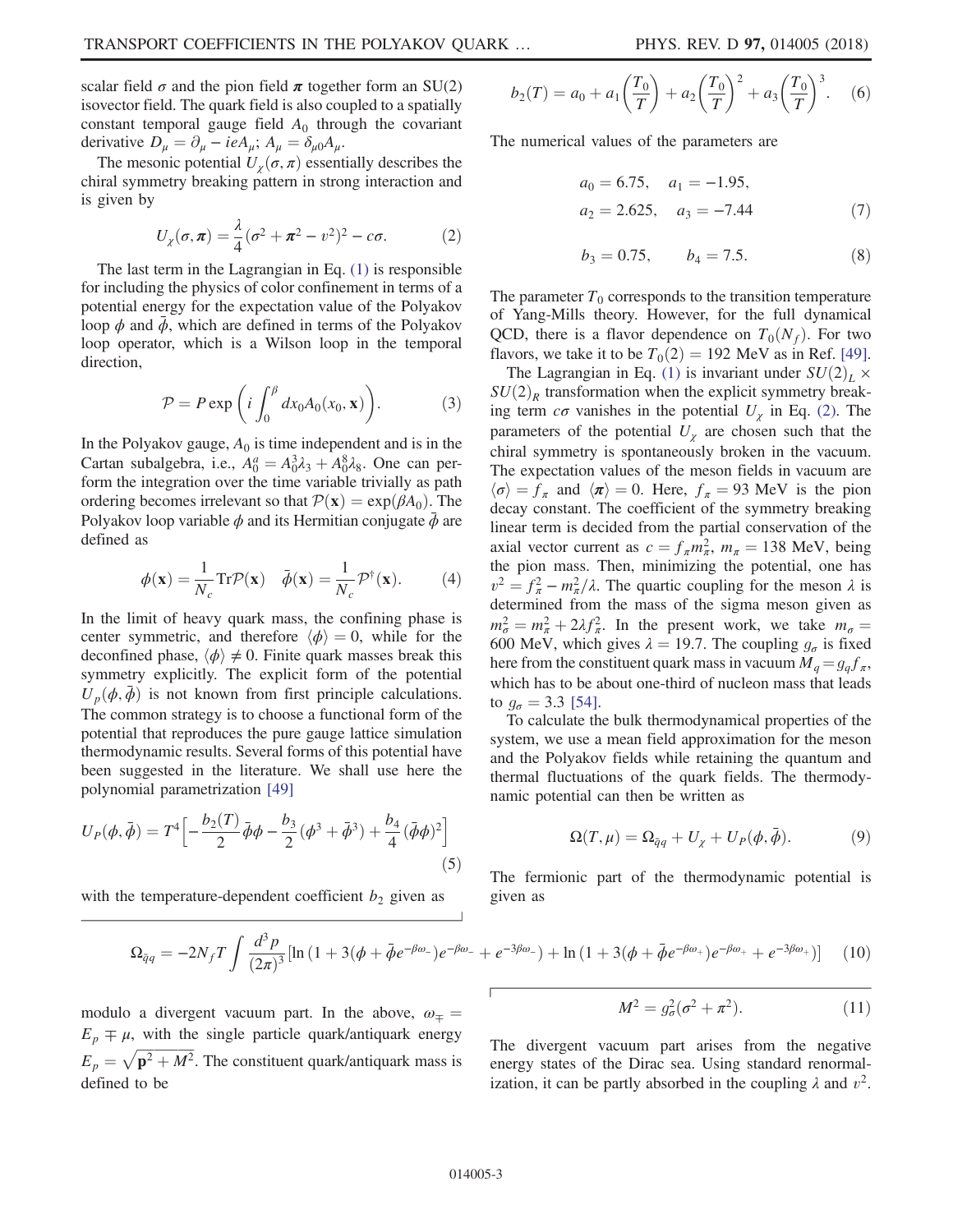scalar field $\sigma$ and the pion field $\boldsymbol{\pi}$ together form an SU(2) isovector field. The quark field is also coupled to a spatially constant temporal gauge field $A_0$ through the covariant derivative $D_\mu = \partial_\mu - ieA_\mu$; $A_\mu = \delta_{\mu 0} A_\mu$.

The mesonic potential $U_\chi(\sigma, \pi)$ essentially describes the chiral symmetry breaking pattern in strong interaction and is given by

$$U_\chi(\sigma, \boldsymbol{\pi}) = \frac{\lambda}{4}(\sigma^2 + \boldsymbol{\pi}^2 - v^2)^2 - c\sigma. \tag{2}$$

The last term in the Lagrangian in Eq. (1) is responsible for including the physics of color confinement in terms of a potential energy for the expectation value of the Polyakov loop $\phi$ and $\bar{\phi}$, which are defined in terms of the Polyakov loop operator, which is a Wilson loop in the temporal direction,

$$\mathcal{P} = P \exp\left(i \int_0^\beta dx_0 A_0(x_0, \mathbf{x})\right). \tag{3}$$

In the Polyakov gauge, $A_0$ is time independent and is in the Cartan subalgebra, i.e., $A_0^a = A_0^3 \lambda_3 + A_0^8 \lambda_8$. One can perform the integration over the time variable trivially as path ordering becomes irrelevant so that $\mathcal{P}(\mathbf{x}) = \exp(\beta A_0)$. The Polyakov loop variable $\phi$ and its Hermitian conjugate $\bar{\phi}$ are defined as

$$\phi(\mathbf{x}) = \frac{1}{N_c} \mathrm{Tr} \mathcal{P}(\mathbf{x}) \quad \bar{\phi}(\mathbf{x}) = \frac{1}{N_c} \mathcal{P}^\dagger(\mathbf{x}). \tag{4}$$

In the limit of heavy quark mass, the confining phase is center symmetric, and therefore $\langle \phi \rangle = 0$, while for the deconfined phase, $\langle \phi \rangle \neq 0$. Finite quark masses break this symmetry explicitly. The explicit form of the potential $U_p(\phi, \bar{\phi})$ is not known from first principle calculations. The common strategy is to choose a functional form of the potential that reproduces the pure gauge lattice simulation thermodynamic results. Several forms of this potential have been suggested in the literature. We shall use here the polynomial parametrization [49]

$$U_P(\phi, \bar{\phi}) = T^4 \left[ -\frac{b_2(T)}{2} \bar{\phi} \phi - \frac{b_3}{2}(\phi^3 + \bar{\phi}^3) + \frac{b_4}{4}(\bar{\phi}\phi)^2 \right] \tag{5}$$

with the temperature-dependent coefficient $b_2$ given as

$$b_2(T) = a_0 + a_1 \left(\frac{T_0}{T}\right) + a_2 \left(\frac{T_0}{T}\right)^2 + a_3 \left(\frac{T_0}{T}\right)^3. \tag{6}$$

The numerical values of the parameters are

$$a_0 = 6.75, \quad a_1 = -1.95,$$
$$a_2 = 2.625, \quad a_3 = -7.44 \tag{7}$$

$$b_3 = 0.75, \qquad b_4 = 7.5. \tag{8}$$

The parameter $T_0$ corresponds to the transition temperature of Yang-Mills theory. However, for the full dynamical QCD, there is a flavor dependence on $T_0(N_f)$. For two flavors, we take it to be $T_0(2) = 192$ MeV as in Ref. [49].

The Lagrangian in Eq. (1) is invariant under $SU(2)_L \times SU(2)_R$ transformation when the explicit symmetry breaking term $c\sigma$ vanishes in the potential $U_\chi$ in Eq. (2). The parameters of the potential $U_\chi$ are chosen such that the chiral symmetry is spontaneously broken in the vacuum. The expectation values of the meson fields in vacuum are $\langle \sigma \rangle = f_\pi$ and $\langle \boldsymbol{\pi} \rangle = 0$. Here, $f_\pi = 93$ MeV is the pion decay constant. The coefficient of the symmetry breaking linear term is decided from the partial conservation of the axial vector current as $c = f_\pi m_\pi^2$, $m_\pi = 138$ MeV, being the pion mass. Then, minimizing the potential, one has $v^2 = f_\pi^2 - m_\pi^2/\lambda$. The quartic coupling for the meson $\lambda$ is determined from the mass of the sigma meson given as $m_\sigma^2 = m_\pi^2 + 2\lambda f_\pi^2$. In the present work, we take $m_\sigma = 600$ MeV, which gives $\lambda = 19.7$. The coupling $g_\sigma$ is fixed here from the constituent quark mass in vacuum $M_q = g_q f_\pi$, which has to be about one-third of nucleon mass that leads to $g_\sigma = 3.3$ [54].

To calculate the bulk thermodynamical properties of the system, we use a mean field approximation for the meson and the Polyakov fields while retaining the quantum and thermal fluctuations of the quark fields. The thermodynamic potential can then be written as

$$\Omega(T, \mu) = \Omega_{\bar{q}q} + U_\chi + U_P(\phi, \bar{\phi}). \tag{9}$$

The fermionic part of the thermodynamic potential is given as

$$\Omega_{\bar{q}q} = -2N_f T \int \frac{d^3p}{(2\pi)^3} [\ln(1 + 3(\phi + \bar{\phi} e^{-\beta\omega_-}) e^{-\beta\omega_-} + e^{-3\beta\omega_-}) + \ln(1 + 3(\phi + \bar{\phi} e^{-\beta\omega_+}) e^{-\beta\omega_+} + e^{-3\beta\omega_+})] \tag{10}$$

modulo a divergent vacuum part. In the above, $\omega_\mp = E_p \mp \mu$, with the single particle quark/antiquark energy $E_p = \sqrt{\mathbf{p}^2 + M^2}$. The constituent quark/antiquark mass is defined to be

$$M^2 = g_\sigma^2(\sigma^2 + \pi^2). \tag{11}$$

The divergent vacuum part arises from the negative energy states of the Dirac sea. Using standard renormalization, it can be partly absorbed in the coupling $\lambda$ and $v^2$.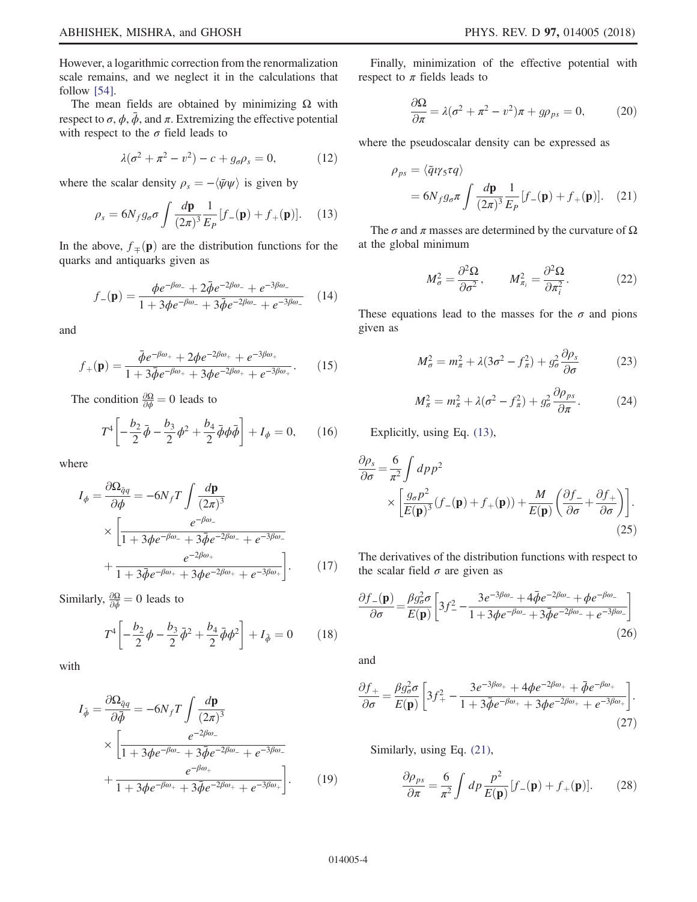However, a logarithmic correction from the renormalization scale remains, and we neglect it in the calculations that follow [54].

The mean fields are obtained by minimizing $\Omega$ with respect to $\sigma$, $\phi$, $\bar{\phi}$, and $\pi$. Extremizing the effective potential with respect to the $\sigma$ field leads to

$$\lambda(\sigma^2 + \pi^2 - v^2) - c + g_\sigma \rho_s = 0, \tag{12}$$

where the scalar density $\rho_s = -\langle \bar{\psi}\psi \rangle$ is given by

$$\rho_s = 6N_f g_\sigma \sigma \int \frac{d\mathbf{p}}{(2\pi)^3} \frac{1}{E_P} [f_-(\mathbf{p}) + f_+(\mathbf{p})]. \tag{13}$$

In the above, $f_\mp(\mathbf{p})$ are the distribution functions for the quarks and antiquarks given as

$$f_-(\mathbf{p}) = \frac{\phi e^{-\beta\omega_-} + 2\bar{\phi} e^{-2\beta\omega_-} + e^{-3\beta\omega_-}}{1 + 3\phi e^{-\beta\omega_-} + 3\bar{\phi} e^{-2\beta\omega_-} + e^{-3\beta\omega_-}} \tag{14}$$

and

$$f_+(\mathbf{p}) = \frac{\bar{\phi} e^{-\beta\omega_+} + 2\phi e^{-2\beta\omega_+} + e^{-3\beta\omega_+}}{1 + 3\bar{\phi} e^{-\beta\omega_+} + 3\phi e^{-2\beta\omega_+} + e^{-3\beta\omega_+}}. \tag{15}$$

The condition $\frac{\partial\Omega}{\partial\phi} = 0$ leads to

$$T^4 \left[ -\frac{b_2}{2}\bar{\phi} - \frac{b_3}{2}\phi^2 + \frac{b_4}{2}\bar{\phi}\phi\bar{\phi} \right] + I_\phi = 0, \tag{16}$$

where

$$I_\phi = \frac{\partial\Omega_{\bar{q}q}}{\partial\phi} = -6N_f T \int \frac{d\mathbf{p}}{(2\pi)^3} \times \left[ \frac{e^{-\beta\omega_-}}{1 + 3\phi e^{-\beta\omega_-} + 3\bar{\phi} e^{-2\beta\omega_-} + e^{-3\beta\omega_-}} + \frac{e^{-2\beta\omega_+}}{1 + 3\bar{\phi} e^{-\beta\omega_+} + 3\phi e^{-2\beta\omega_+} + e^{-3\beta\omega_+}} \right]. \tag{17}$$

Similarly, $\frac{\partial\Omega}{\partial\bar{\phi}} = 0$ leads to

$$T^4 \left[ -\frac{b_2}{2}\phi - \frac{b_3}{2}\bar{\phi}^2 + \frac{b_4}{2}\bar{\phi}\phi^2 \right] + I_{\bar{\phi}} = 0 \tag{18}$$

with

$$I_{\bar{\phi}} = \frac{\partial\Omega_{\bar{q}q}}{\partial\bar{\phi}} = -6N_f T \int \frac{d\mathbf{p}}{(2\pi)^3} \times \left[ \frac{e^{-2\beta\omega_-}}{1 + 3\phi e^{-\beta\omega_-} + 3\bar{\phi} e^{-2\beta\omega_-} + e^{-3\beta\omega_-}} + \frac{e^{-\beta\omega_+}}{1 + 3\phi e^{-\beta\omega_+} + 3\bar{\phi} e^{-2\beta\omega_+} + e^{-3\beta\omega_+}} \right]. \tag{19}$$

Finally, minimization of the effective potential with respect to $\pi$ fields leads to

$$\frac{\partial\Omega}{\partial\pi} = \lambda(\sigma^2 + \pi^2 - v^2)\pi + g\rho_{ps} = 0, \tag{20}$$

where the pseudoscalar density can be expressed as

$$\rho_{ps} = \langle \bar{q}\imath\gamma_5\tau q \rangle = 6N_f g_\sigma \pi \int \frac{d\mathbf{p}}{(2\pi)^3} \frac{1}{E_P} [f_-(\mathbf{p}) + f_+(\mathbf{p})]. \tag{21}$$

The $\sigma$ and $\pi$ masses are determined by the curvature of $\Omega$ at the global minimum

$$M_\sigma^2 = \frac{\partial^2\Omega}{\partial\sigma^2}, \qquad M_{\pi_i}^2 = \frac{\partial^2\Omega}{\partial\pi_i^2}. \tag{22}$$

These equations lead to the masses for the $\sigma$ and pions given as

$$M_\sigma^2 = m_\pi^2 + \lambda(3\sigma^2 - f_\pi^2) + g_\sigma^2 \frac{\partial\rho_s}{\partial\sigma} \tag{23}$$

$$M_\pi^2 = m_\pi^2 + \lambda(\sigma^2 - f_\pi^2) + g_\sigma^2 \frac{\partial\rho_{ps}}{\partial\pi}. \tag{24}$$

Explicitly, using Eq. (13),

$$\frac{\partial\rho_s}{\partial\sigma} = \frac{6}{\pi^2} \int dp p^2 \times \left[ \frac{g_\sigma p^2}{E(\mathbf{p})^3} (f_-(\mathbf{p}) + f_+(\mathbf{p})) + \frac{M}{E(\mathbf{p})} \left( \frac{\partial f_-}{\partial\sigma} + \frac{\partial f_+}{\partial\sigma} \right) \right]. \tag{25}$$

The derivatives of the distribution functions with respect to the scalar field $\sigma$ are given as

$$\frac{\partial f_-(\mathbf{p})}{\partial\sigma} = \frac{\beta g_\sigma^2 \sigma}{E(\mathbf{p})} \left[ 3f_-^2 - \frac{3e^{-3\beta\omega_-} + 4\bar{\phi} e^{-2\beta\omega_-} + \phi e^{-\beta\omega_-}}{1 + 3\phi e^{-\beta\omega_-} + 3\bar{\phi} e^{-2\beta\omega_-} + e^{-3\beta\omega_-}} \right] \tag{26}$$

and

$$\frac{\partial f_+}{\partial\sigma} = \frac{\beta g_\sigma^2 \sigma}{E(\mathbf{p})} \left[ 3f_+^2 - \frac{3e^{-3\beta\omega_+} + 4\phi e^{-2\beta\omega_+} + \bar{\phi} e^{-\beta\omega_+}}{1 + 3\bar{\phi} e^{-\beta\omega_+} + 3\phi e^{-2\beta\omega_+} + e^{-3\beta\omega_+}} \right]. \tag{27}$$

Similarly, using Eq. (21),

$$\frac{\partial\rho_{ps}}{\partial\pi} = \frac{6}{\pi^2} \int dp \frac{p^2}{E(\mathbf{p})} [f_-(\mathbf{p}) + f_+(\mathbf{p})]. \tag{28}$$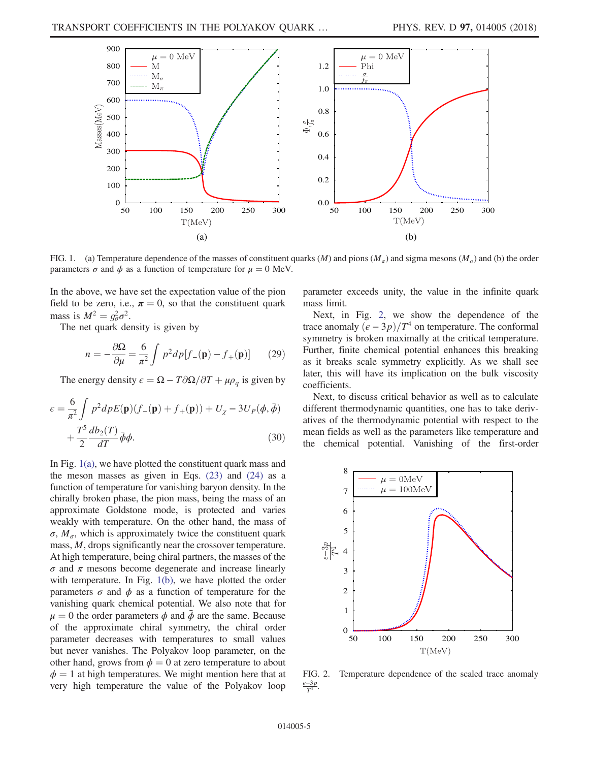FIG. 1. (a) Temperature dependence of the masses of constituent quarks ($M$) and pions ($M_\pi$) and sigma mesons ($M_\sigma$) and (b) the order parameters $\sigma$ and $\phi$ as a function of temperature for $\mu = 0$ MeV.

In the above, we have set the expectation value of the pion field to be zero, i.e., $\boldsymbol{\pi} = 0$, so that the constituent quark mass is $M^2 = g_\sigma^2 \sigma^2$.

The net quark density is given by

$$n = -\frac{\partial \Omega}{\partial \mu} = \frac{6}{\pi^2} \int p^2 dp [f_-(\mathbf{p}) - f_+(\mathbf{p})] \tag{29}$$

The energy density $\epsilon = \Omega - T\partial\Omega/\partial T + \mu\rho_q$ is given by

$$\epsilon = \frac{6}{\pi^2} \int p^2 dp E(\mathbf{p})(f_-(\mathbf{p}) + f_+(\mathbf{p})) + U_\chi - 3U_P(\phi, \bar{\phi}) + \frac{T^5}{2}\frac{db_2(T)}{dT}\bar{\phi}\phi. \tag{30}$$

In Fig. 1(a), we have plotted the constituent quark mass and the meson masses as given in Eqs. (23) and (24) as a function of temperature for vanishing baryon density. In the chirally broken phase, the pion mass, being the mass of an approximate Goldstone mode, is protected and varies weakly with temperature. On the other hand, the mass of $\sigma$, $M_\sigma$, which is approximately twice the constituent quark mass, $M$, drops significantly near the crossover temperature. At high temperature, being chiral partners, the masses of the $\sigma$ and $\pi$ mesons become degenerate and increase linearly with temperature. In Fig. 1(b), we have plotted the order parameters $\sigma$ and $\phi$ as a function of temperature for the vanishing quark chemical potential. We also note that for $\mu = 0$ the order parameters $\phi$ and $\bar{\phi}$ are the same. Because of the approximate chiral symmetry, the chiral order parameter decreases with temperatures to small values but never vanishes. The Polyakov loop parameter, on the other hand, grows from $\phi = 0$ at zero temperature to about $\phi = 1$ at high temperatures. We might mention here that at very high temperature the value of the Polyakov loop parameter exceeds unity, the value in the infinite quark mass limit.

Next, in Fig. 2, we show the dependence of the trace anomaly $(\epsilon - 3p)/T^4$ on temperature. The conformal symmetry is broken maximally at the critical temperature. Further, finite chemical potential enhances this breaking as it breaks scale symmetry explicitly. As we shall see later, this will have its implication on the bulk viscosity coefficients.

Next, to discuss critical behavior as well as to calculate different thermodynamic quantities, one has to take derivatives of the thermodynamic potential with respect to the mean fields as well as the parameters like temperature and the chemical potential. Vanishing of the first-order

FIG. 2. Temperature dependence of the scaled trace anomaly $\frac{\epsilon - 3p}{T^4}$.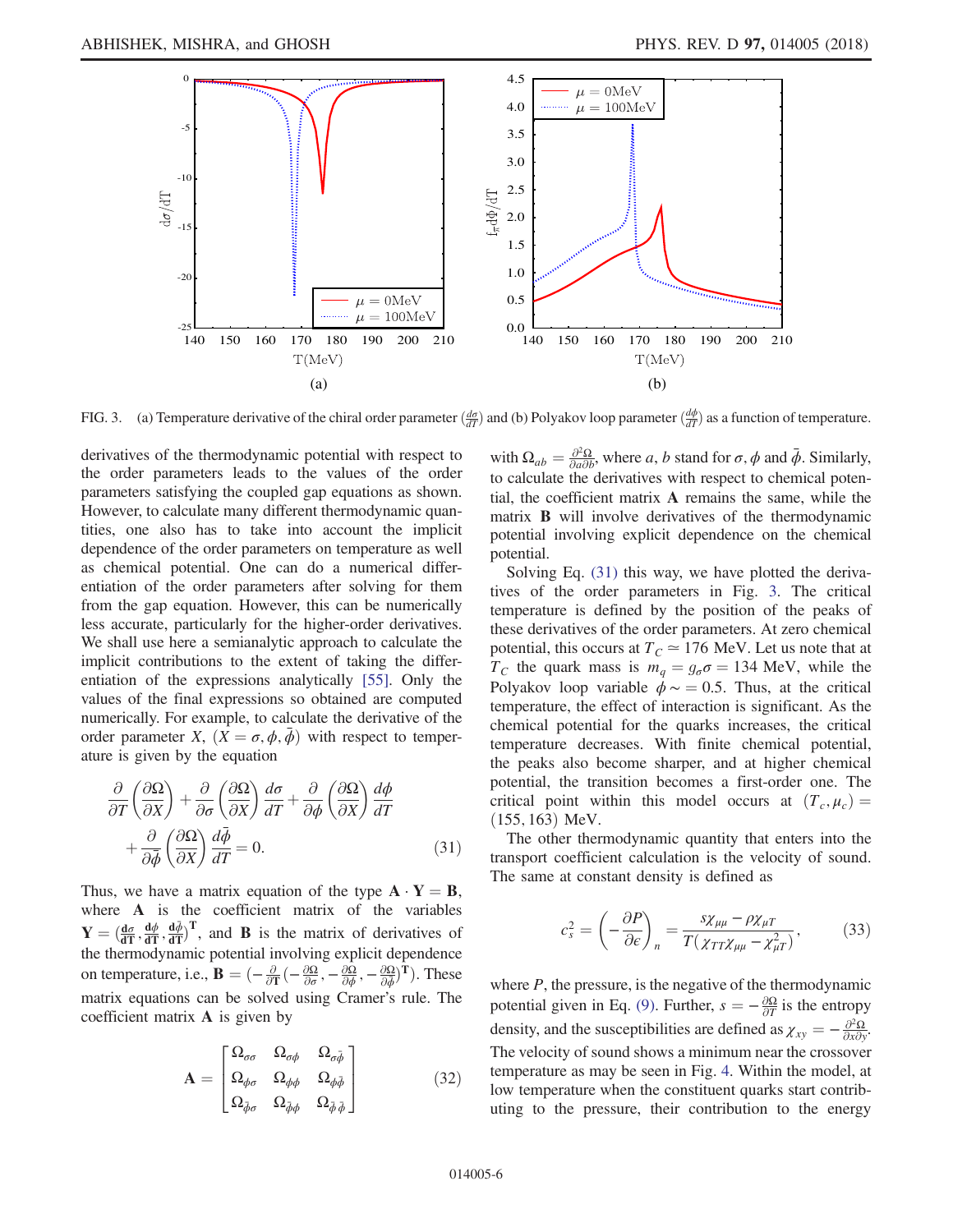FIG. 3. (a) Temperature derivative of the chiral order parameter ($\frac{d\sigma}{dT}$) and (b) Polyakov loop parameter ($\frac{d\phi}{dT}$) as a function of temperature.

derivatives of the thermodynamic potential with respect to the order parameters leads to the values of the order parameters satisfying the coupled gap equations as shown. However, to calculate many different thermodynamic quantities, one also has to take into account the implicit dependence of the order parameters on temperature as well as chemical potential. One can do a numerical differentiation of the order parameters after solving for them from the gap equation. However, this can be numerically less accurate, particularly for the higher-order derivatives. We shall use here a semianalytic approach to calculate the implicit contributions to the extent of taking the differentiation of the expressions analytically [55]. Only the values of the final expressions so obtained are computed numerically. For example, to calculate the derivative of the order parameter $X$, ($X = \sigma, \phi, \bar{\phi}$) with respect to temperature is given by the equation

$$\frac{\partial}{\partial T}\left(\frac{\partial \Omega}{\partial X}\right) + \frac{\partial}{\partial \sigma}\left(\frac{\partial \Omega}{\partial X}\right)\frac{d\sigma}{dT} + \frac{\partial}{\partial \phi}\left(\frac{\partial \Omega}{\partial X}\right)\frac{d\phi}{dT} + \frac{\partial}{\partial \bar{\phi}}\left(\frac{\partial \Omega}{\partial X}\right)\frac{d\bar{\phi}}{dT} = 0. \tag{31}$$

Thus, we have a matrix equation of the type $\mathbf{A}\cdot\mathbf{Y} = \mathbf{B}$, where $\mathbf{A}$ is the coefficient matrix of the variables $\mathbf{Y} = (\frac{d\sigma}{dT}, \frac{d\phi}{dT}, \frac{d\bar{\phi}}{dT})^{\mathbf{T}}$, and $\mathbf{B}$ is the matrix of derivatives of the thermodynamic potential involving explicit dependence on temperature, i.e., $\mathbf{B} = (-\frac{\partial}{\partial T}(-\frac{\partial \Omega}{\partial \sigma}, -\frac{\partial \Omega}{\partial \phi}, -\frac{\partial \Omega}{\partial \bar{\phi}})^{\mathbf{T}})$. These matrix equations can be solved using Cramer's rule. The coefficient matrix $\mathbf{A}$ is given by

$$\mathbf{A} = \begin{bmatrix} \Omega_{\sigma\sigma} & \Omega_{\sigma\phi} & \Omega_{\sigma\bar{\phi}} \\ \Omega_{\phi\sigma} & \Omega_{\phi\phi} & \Omega_{\phi\bar{\phi}} \\ \Omega_{\bar{\phi}\sigma} & \Omega_{\bar{\phi}\phi} & \Omega_{\bar{\phi}\bar{\phi}} \end{bmatrix} \tag{32}$$

with $\Omega_{ab} = \frac{\partial^2 \Omega}{\partial a \partial b}$, where $a$, $b$ stand for $\sigma$, $\phi$ and $\bar{\phi}$. Similarly, to calculate the derivatives with respect to chemical potential, the coefficient matrix $\mathbf{A}$ remains the same, while the matrix $\mathbf{B}$ will involve derivatives of the thermodynamic potential involving explicit dependence on the chemical potential.

Solving Eq. (31) this way, we have plotted the derivatives of the order parameters in Fig. 3. The critical temperature is defined by the position of the peaks of these derivatives of the order parameters. At zero chemical potential, this occurs at $T_C \simeq 176$ MeV. Let us note that at $T_C$ the quark mass is $m_q = g_\sigma \sigma = 134$ MeV, while the Polyakov loop variable $\phi \sim = 0.5$. Thus, at the critical temperature, the effect of interaction is significant. As the chemical potential for the quarks increases, the critical temperature decreases. With finite chemical potential, the peaks also become sharper, and at higher chemical potential, the transition becomes a first-order one. The critical point within this model occurs at $(T_c, \mu_c) = (155, 163)$ MeV.

The other thermodynamic quantity that enters into the transport coefficient calculation is the velocity of sound. The same at constant density is defined as

$$c_s^2 = \left(-\frac{\partial P}{\partial \epsilon}\right)_n = \frac{s\chi_{\mu\mu} - \rho\chi_{\mu T}}{T(\chi_{TT}\chi_{\mu\mu} - \chi_{\mu T}^2)}, \tag{33}$$

where $P$, the pressure, is the negative of the thermodynamic potential given in Eq. (9). Further, $s = -\frac{\partial \Omega}{\partial T}$ is the entropy density, and the susceptibilities are defined as $\chi_{xy} = -\frac{\partial^2 \Omega}{\partial x \partial y}$. The velocity of sound shows a minimum near the crossover temperature as may be seen in Fig. 4. Within the model, at low temperature when the constituent quarks start contributing to the pressure, their contribution to the energy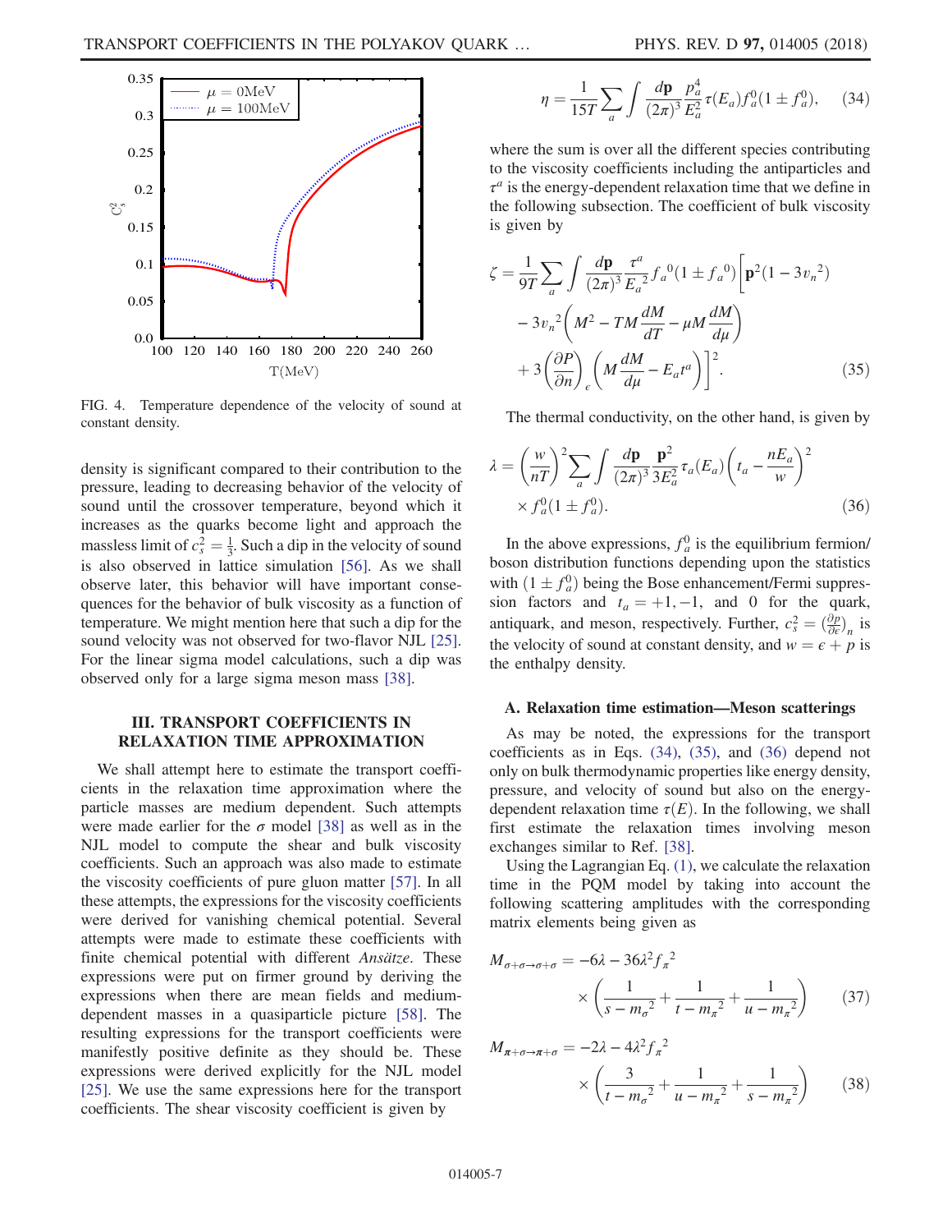FIG. 4. Temperature dependence of the velocity of sound at constant density.

density is significant compared to their contribution to the pressure, leading to decreasing behavior of the velocity of sound until the crossover temperature, beyond which it increases as the quarks become light and approach the massless limit of $c_s^2 = \frac{1}{3}$. Such a dip in the velocity of sound is also observed in lattice simulation [56]. As we shall observe later, this behavior will have important consequences for the behavior of bulk viscosity as a function of temperature. We might mention here that such a dip for the sound velocity was not observed for two-flavor NJL [25]. For the linear sigma model calculations, such a dip was observed only for a large sigma meson mass [38].

## III. TRANSPORT COEFFICIENTS IN RELAXATION TIME APPROXIMATION

We shall attempt here to estimate the transport coefficients in the relaxation time approximation where the particle masses are medium dependent. Such attempts were made earlier for the $\sigma$ model [38] as well as in the NJL model to compute the shear and bulk viscosity coefficients. Such an approach was also made to estimate the viscosity coefficients of pure gluon matter [57]. In all these attempts, the expressions for the viscosity coefficients were derived for vanishing chemical potential. Several attempts were made to estimate these coefficients with finite chemical potential with different *Ansätze*. These expressions were put on firmer ground by deriving the expressions when there are mean fields and medium-dependent masses in a quasiparticle picture [58]. The resulting expressions for the transport coefficients were manifestly positive definite as they should be. These expressions were derived explicitly for the NJL model [25]. We use the same expressions here for the transport coefficients. The shear viscosity coefficient is given by

$$\eta = \frac{1}{15T}\sum_a \int \frac{d\mathbf{p}}{(2\pi)^3}\frac{p_a^4}{E_a^2}\tau(E_a)f_a^0(1\pm f_a^0), \quad (34)$$

where the sum is over all the different species contributing to the viscosity coefficients including the antiparticles and $\tau^a$ is the energy-dependent relaxation time that we define in the following subsection. The coefficient of bulk viscosity is given by

$$\begin{aligned}\zeta = \frac{1}{9T}\sum_a \int \frac{d\mathbf{p}}{(2\pi)^3}\frac{\tau^a}{E_a{}^2}f_a{}^0(1\pm f_a{}^0)\bigg[\mathbf{p}^2(1-3v_n{}^2)\\ -3v_n{}^2\left(M^2 - TM\frac{dM}{dT} - \mu M\frac{dM}{d\mu}\right)\\ +3\left(\frac{\partial P}{\partial n}\right)_\epsilon\left(M\frac{dM}{d\mu} - E_a t^a\right)\bigg]^2. \quad (35)\end{aligned}$$

The thermal conductivity, on the other hand, is given by

$$\lambda = \left(\frac{w}{nT}\right)^2\sum_a \int \frac{d\mathbf{p}}{(2\pi)^3}\frac{\mathbf{p}^2}{3E_a^2}\tau_a(E_a)\left(t_a - \frac{nE_a}{w}\right)^2 \times f_a^0(1\pm f_a^0). \quad (36)$$

In the above expressions, $f_a^0$ is the equilibrium fermion/boson distribution functions depending upon the statistics with $(1\pm f_a^0)$ being the Bose enhancement/Fermi suppression factors and $t_a = +1, -1,$ and $0$ for the quark, antiquark, and meson, respectively. Further, $c_s^2 = (\frac{\partial p}{\partial \epsilon})_n$ is the velocity of sound at constant density, and $w = \epsilon + p$ is the enthalpy density.

### A. Relaxation time estimation—Meson scatterings

As may be noted, the expressions for the transport coefficients as in Eqs. (34), (35), and (36) depend not only on bulk thermodynamic properties like energy density, pressure, and velocity of sound but also on the energy-dependent relaxation time $\tau(E)$. In the following, we shall first estimate the relaxation times involving meson exchanges similar to Ref. [38].

Using the Lagrangian Eq. (1), we calculate the relaxation time in the PQM model by taking into account the following scattering amplitudes with the corresponding matrix elements being given as

$$M_{\sigma+\sigma\to\sigma+\sigma} = -6\lambda - 36\lambda^2 f_\pi{}^2 \times \left(\frac{1}{s-m_\sigma{}^2} + \frac{1}{t-m_\pi{}^2} + \frac{1}{u-m_\pi{}^2}\right) \quad (37)$$

$$M_{\pi+\sigma\to\pi+\sigma} = -2\lambda - 4\lambda^2 f_\pi{}^2 \times \left(\frac{3}{t-m_\sigma{}^2} + \frac{1}{u-m_\pi{}^2} + \frac{1}{s-m_\pi{}^2}\right) \quad (38)$$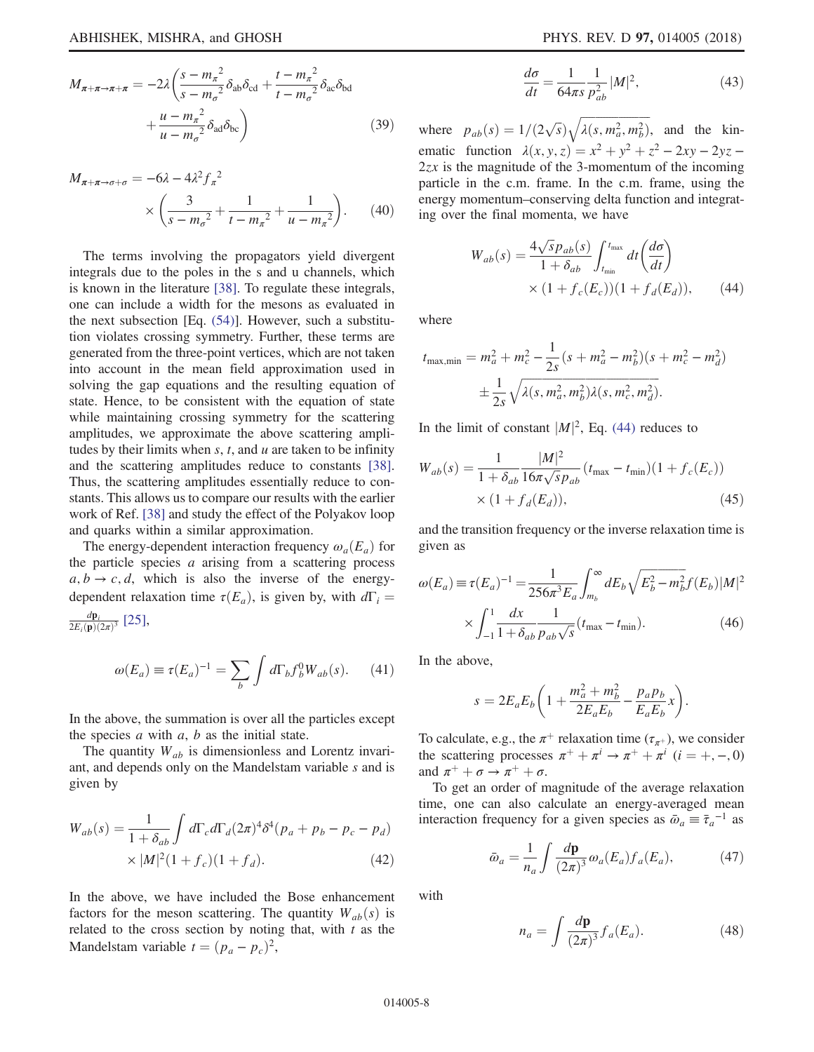$$M_{\pi+\pi\to\pi+\pi} = -2\lambda\left(\frac{s-m_\pi{}^2}{s-m_\sigma{}^2}\delta_{ab}\delta_{cd} + \frac{t-m_\pi{}^2}{t-m_\sigma{}^2}\delta_{ac}\delta_{bd} + \frac{u-m_\pi{}^2}{u-m_\sigma{}^2}\delta_{ad}\delta_{bc}\right) \tag{39}$$

$$M_{\pi+\pi\to\sigma+\sigma} = -6\lambda - 4\lambda^2 f_\pi{}^2 \times\left(\frac{3}{s-m_\sigma{}^2} + \frac{1}{t-m_\pi{}^2} + \frac{1}{u-m_\pi{}^2}\right). \tag{40}$$

The terms involving the propagators yield divergent integrals due to the poles in the s and u channels, which is known in the literature [38]. To regulate these integrals, one can include a width for the mesons as evaluated in the next subsection [Eq. (54)]. However, such a substitution violates crossing symmetry. Further, these terms are generated from the three-point vertices, which are not taken into account in the mean field approximation used in solving the gap equations and the resulting equation of state. Hence, to be consistent with the equation of state while maintaining crossing symmetry for the scattering amplitudes, we approximate the above scattering amplitudes by their limits when $s$, $t$, and $u$ are taken to be infinity and the scattering amplitudes reduce to constants [38]. Thus, the scattering amplitudes essentially reduce to constants. This allows us to compare our results with the earlier work of Ref. [38] and study the effect of the Polyakov loop and quarks within a similar approximation.

The energy-dependent interaction frequency $\omega_a(E_a)$ for the particle species $a$ arising from a scattering process $a, b \to c, d$, which is also the inverse of the energy-dependent relaxation time $\tau(E_a)$, is given by, with $d\Gamma_i = \frac{d\mathbf{p}_i}{2E_i(\mathbf{p})(2\pi)^3}$ [25],

$$\omega(E_a) \equiv \tau(E_a)^{-1} = \sum_b \int d\Gamma_b f_b^0 W_{ab}(s). \tag{41}$$

In the above, the summation is over all the particles except the species $a$ with $a$, $b$ as the initial state.

The quantity $W_{ab}$ is dimensionless and Lorentz invariant, and depends only on the Mandelstam variable $s$ and is given by

$$W_{ab}(s) = \frac{1}{1+\delta_{ab}}\int d\Gamma_c d\Gamma_d (2\pi)^4 \delta^4(p_a + p_b - p_c - p_d) \times |M|^2 (1+f_c)(1+f_d). \tag{42}$$

In the above, we have included the Bose enhancement factors for the meson scattering. The quantity $W_{ab}(s)$ is related to the cross section by noting that, with $t$ as the Mandelstam variable $t = (p_a - p_c)^2$,

$$\frac{d\sigma}{dt} = \frac{1}{64\pi s}\frac{1}{p_{ab}^2}|M|^2, \tag{43}$$

where $p_{ab}(s) = 1/(2\sqrt{s})\sqrt{\lambda(s, m_a^2, m_b^2)}$, and the kinematic function $\lambda(x, y, z) = x^2 + y^2 + z^2 - 2xy - 2yz - 2zx$ is the magnitude of the 3-momentum of the incoming particle in the c.m. frame. In the c.m. frame, using the energy momentum–conserving delta function and integrating over the final momenta, we have

$$W_{ab}(s) = \frac{4\sqrt{s}p_{ab}(s)}{1+\delta_{ab}}\int_{t_{\min}}^{t_{\max}} dt\left(\frac{d\sigma}{dt}\right) \times (1+f_c(E_c))(1+f_d(E_d)), \tag{44}$$

where

$$t_{\max,\min} = m_a^2 + m_c^2 - \frac{1}{2s}(s + m_a^2 - m_b^2)(s + m_c^2 - m_d^2) \pm \frac{1}{2s}\sqrt{\lambda(s, m_a^2, m_b^2)\lambda(s, m_c^2, m_d^2)}.$$

In the limit of constant $|M|^2$, Eq. (44) reduces to

$$W_{ab}(s) = \frac{1}{1+\delta_{ab}}\frac{|M|^2}{16\pi\sqrt{s}p_{ab}}(t_{\max} - t_{\min})(1+f_c(E_c)) \times (1+f_d(E_d)), \tag{45}$$

and the transition frequency or the inverse relaxation time is given as

$$\omega(E_a) \equiv \tau(E_a)^{-1} = \frac{1}{256\pi^3 E_a}\int_{m_b}^{\infty} dE_b \sqrt{E_b^2 - m_b^2} f(E_b)|M|^2 \times \int_{-1}^{1}\frac{dx}{1+\delta_{ab}}\frac{1}{p_{ab}\sqrt{s}}(t_{\max} - t_{\min}). \tag{46}$$

In the above,

$$s = 2E_a E_b\left(1 + \frac{m_a^2 + m_b^2}{2E_a E_b} - \frac{p_a p_b}{E_a E_b}x\right).$$

To calculate, e.g., the $\pi^+$ relaxation time ($\tau_{\pi^+}$), we consider the scattering processes $\pi^+ + \pi^i \to \pi^+ + \pi^i$ ($i = +, -, 0$) and $\pi^+ + \sigma \to \pi^+ + \sigma$.

To get an order of magnitude of the average relaxation time, one can also calculate an energy-averaged mean interaction frequency for a given species as $\bar{\omega}_a \equiv \bar{\tau}_a{}^{-1}$ as

$$\bar{\omega}_a = \frac{1}{n_a}\int \frac{d\mathbf{p}}{(2\pi)^3}\omega_a(E_a)f_a(E_a), \tag{47}$$

with

$$n_a = \int \frac{d\mathbf{p}}{(2\pi)^3}f_a(E_a). \tag{48}$$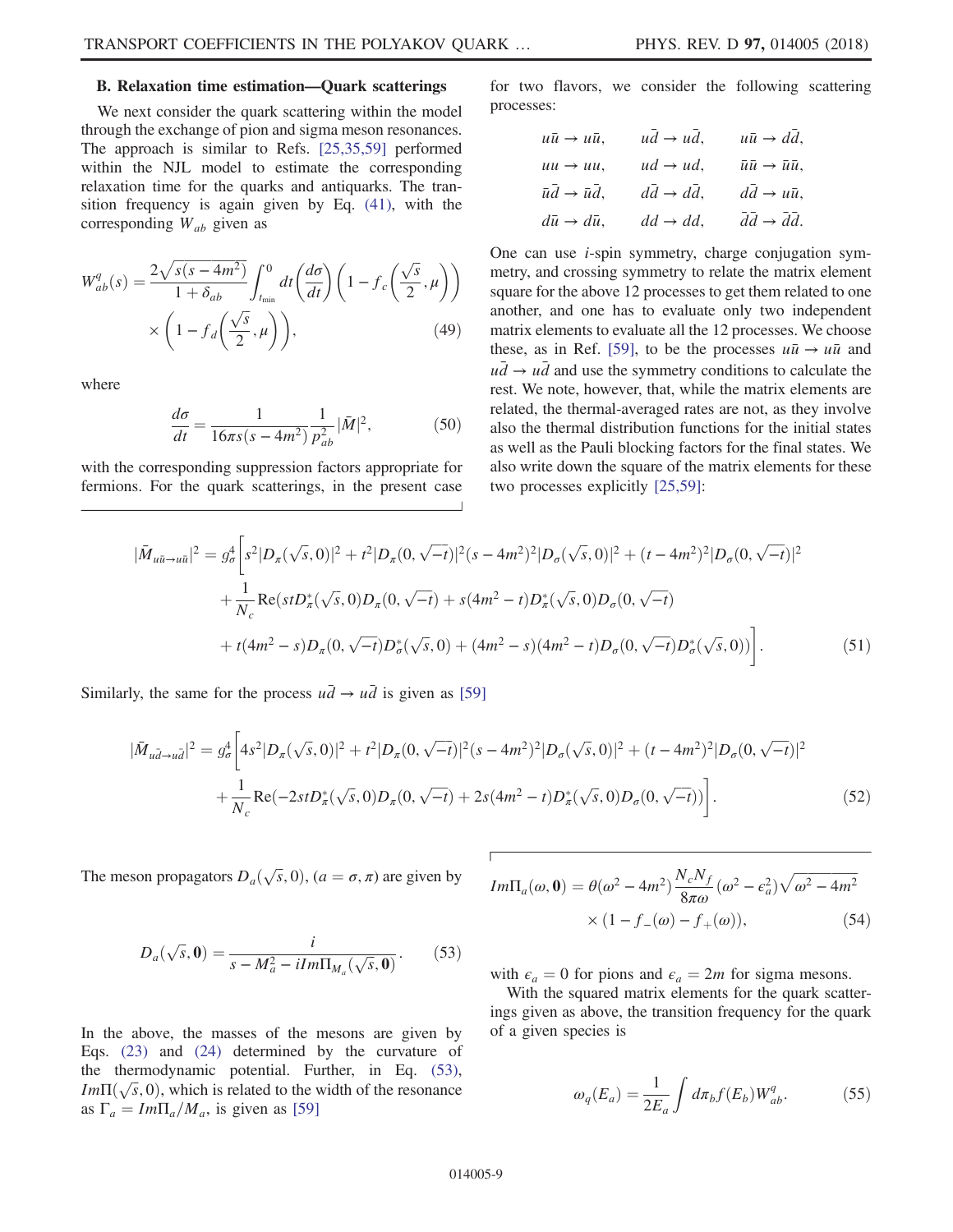### B. Relaxation time estimation—Quark scatterings

We next consider the quark scattering within the model through the exchange of pion and sigma meson resonances. The approach is similar to Refs. [25,35,59] performed within the NJL model to estimate the corresponding relaxation time for the quarks and antiquarks. The transition frequency is again given by Eq. (41), with the corresponding $W_{ab}$ given as

$$W^q_{ab}(s) = \frac{2\sqrt{s(s-4m^2)}}{1+\delta_{ab}} \int_{t_{\min}}^{0} dt \left(\frac{d\sigma}{dt}\right)\left(1 - f_c\left(\frac{\sqrt{s}}{2},\mu\right)\right) \times \left(1 - f_d\left(\frac{\sqrt{s}}{2},\mu\right)\right), \tag{49}$$

where

$$\frac{d\sigma}{dt} = \frac{1}{16\pi s(s-4m^2)} \frac{1}{p_{ab}^2} |\bar{M}|^2, \tag{50}$$

with the corresponding suppression factors appropriate for fermions. For the quark scatterings, in the present case for two flavors, we consider the following scattering processes:

$$\begin{array}{lll} u\bar{u} \to u\bar{u}, & u\bar{d} \to u\bar{d}, & u\bar{u} \to d\bar{d}, \\ uu \to uu, & ud \to ud, & \bar{u}\bar{u} \to \bar{u}\bar{u}, \\ \bar{u}\bar{d} \to \bar{u}\bar{d}, & d\bar{d} \to d\bar{d}, & d\bar{d} \to u\bar{u}, \\ d\bar{u} \to d\bar{u}, & dd \to dd, & \bar{d}\bar{d} \to \bar{d}\bar{d}. \end{array}$$

One can use $i$-spin symmetry, charge conjugation symmetry, and crossing symmetry to relate the matrix element square for the above 12 processes to get them related to one another, and one has to evaluate only two independent matrix elements to evaluate all the 12 processes. We choose these, as in Ref. [59], to be the processes $u\bar{u} \to u\bar{u}$ and $u\bar{d} \to u\bar{d}$ and use the symmetry conditions to calculate the rest. We note, however, that, while the matrix elements are related, the thermal-averaged rates are not, as they involve also the thermal distribution functions for the initial states as well as the Pauli blocking factors for the final states. We also write down the square of the matrix elements for these two processes explicitly [25,59]:

$$\begin{aligned} |\bar{M}_{u\bar{u}\to u\bar{u}}|^2 = g_\sigma^4 \bigg[ & s^2|D_\pi(\sqrt{s},0)|^2 + t^2|D_\pi(0,\sqrt{-t})|^2(s-4m^2)^2|D_\sigma(\sqrt{s},0)|^2 + (t-4m^2)^2|D_\sigma(0,\sqrt{-t})|^2 \\ & + \frac{1}{N_c}\mathrm{Re}(stD_\pi^*(\sqrt{s},0)D_\pi(0,\sqrt{-t}) + s(4m^2-t)D_\pi^*(\sqrt{s},0)D_\sigma(0,\sqrt{-t}) \\ & + t(4m^2-s)D_\pi(0,\sqrt{-t})D_\sigma^*(\sqrt{s},0) + (4m^2-s)(4m^2-t)D_\sigma(0,\sqrt{-t})D_\sigma^*(\sqrt{s},0))\bigg]. \end{aligned} \tag{51}$$

Similarly, the same for the process $u\bar{d} \to u\bar{d}$ is given as [59]

$$\begin{aligned} |\bar{M}_{u\bar{d}\to u\bar{d}}|^2 = g_\sigma^4 \bigg[ & 4s^2|D_\pi(\sqrt{s},0)|^2 + t^2|D_\pi(0,\sqrt{-t})|^2(s-4m^2)^2|D_\sigma(\sqrt{s},0)|^2 + (t-4m^2)^2|D_\sigma(0,\sqrt{-t})|^2 \\ & + \frac{1}{N_c}\mathrm{Re}(-2stD_\pi^*(\sqrt{s},0)D_\pi(0,\sqrt{-t}) + 2s(4m^2-t)D_\pi^*(\sqrt{s},0)D_\sigma(0,\sqrt{-t}))\bigg]. \end{aligned} \tag{52}$$

The meson propagators $D_a(\sqrt{s},0)$, $(a=\sigma,\pi)$ are given by

$$D_a(\sqrt{s},\mathbf{0}) = \frac{i}{s - M_a^2 - iIm\Pi_{M_a}(\sqrt{s},\mathbf{0})}. \tag{53}$$

In the above, the masses of the mesons are given by Eqs. (23) and (24) determined by the curvature of the thermodynamic potential. Further, in Eq. (53), $Im\Pi(\sqrt{s},0)$, which is related to the width of the resonance as $\Gamma_a = Im\Pi_a/M_a$, is given as [59]

$$Im\Pi_a(\omega,\mathbf{0}) = \theta(\omega^2-4m^2)\frac{N_cN_f}{8\pi\omega}(\omega^2-\epsilon_a^2)\sqrt{\omega^2-4m^2} \times (1 - f_-(\omega) - f_+(\omega)), \tag{54}$$

with $\epsilon_a = 0$ for pions and $\epsilon_a = 2m$ for sigma mesons.

With the squared matrix elements for the quark scatterings given as above, the transition frequency for the quark of a given species is

$$\omega_q(E_a) = \frac{1}{2E_a}\int d\pi_b f(E_b) W^q_{ab}. \tag{55}$$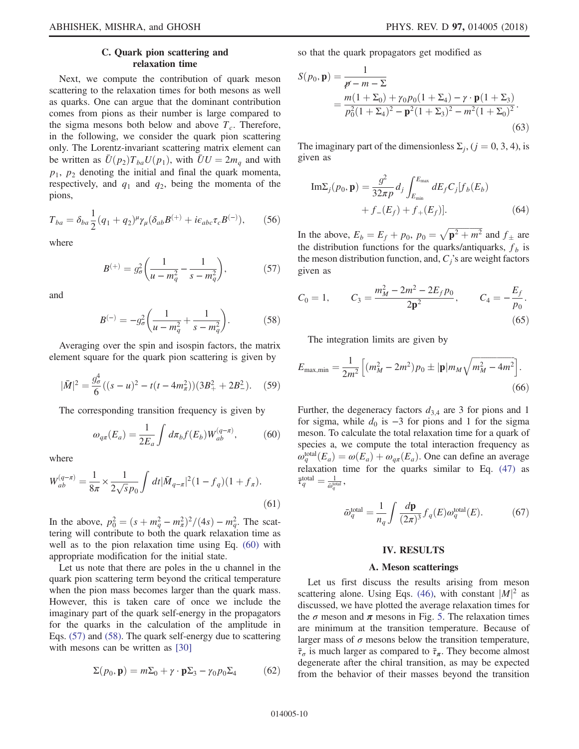### C. Quark pion scattering and relaxation time

Next, we compute the contribution of quark meson scattering to the relaxation times for both mesons as well as quarks. One can argue that the dominant contribution comes from pions as their number is large compared to the sigma mesons both below and above $T_c$. Therefore, in the following, we consider the quark pion scattering only. The Lorentz-invariant scattering matrix element can be written as $\bar{U}(p_2)T_{ba}U(p_1)$, with $\bar{U}U = 2m_q$ and with $p_1$, $p_2$ denoting the initial and final the quark momenta, respectively, and $q_1$ and $q_2$, being the momenta of the pions,

$$T_{ba} = \delta_{ba}\frac{1}{2}(q_1+q_2)^\mu\gamma_\mu(\delta_{ab}B^{(+)} + i\epsilon_{abc}\tau_c B^{(-)}), \tag{56}$$

where

$$B^{(+)} = g_\sigma^2\left(\frac{1}{u-m_q^2} - \frac{1}{s-m_q^2}\right), \tag{57}$$

and

$$B^{(-)} = -g_\sigma^2\left(\frac{1}{u-m_q^2} + \frac{1}{s-m_q^2}\right). \tag{58}$$

Averaging over the spin and isospin factors, the matrix element square for the quark pion scattering is given by

$$|\bar{M}|^2 = \frac{g_\sigma^4}{6}((s-u)^2 - t(t-4m_\pi^2))(3B_+^2 + 2B_-^2). \tag{59}$$

The corresponding transition frequency is given by

$$\omega_{q\pi}(E_a) = \frac{1}{2E_a}\int d\pi_b f(E_b) W_{ab}^{(q-\pi)}, \tag{60}$$

where

$$W_{ab}^{(q-\pi)} = \frac{1}{8\pi}\times\frac{1}{2\sqrt{s}p_0}\int dt|\bar{M}_{q-\pi}|^2(1-f_q)(1+f_\pi). \tag{61}$$

In the above, $p_0^2 = (s+m_q^2-m_\pi^2)^2/(4s) - m_q^2$. The scattering will contribute to both the quark relaxation time as well as to the pion relaxation time using Eq. (60) with appropriate modification for the initial state.

Let us note that there are poles in the u channel in the quark pion scattering term beyond the critical temperature when the pion mass becomes larger than the quark mass. However, this is taken care of once we include the imaginary part of the quark self-energy in the propagators for the quarks in the calculation of the amplitude in Eqs. (57) and (58). The quark self-energy due to scattering with mesons can be written as [30]

$$\Sigma(p_0,\mathbf{p}) = m\Sigma_0 + \gamma\cdot\mathbf{p}\Sigma_3 - \gamma_0 p_0\Sigma_4 \tag{62}$$

so that the quark propagators get modified as

$$\begin{aligned} S(p_0,\mathbf{p}) &= \frac{1}{\not{p} - m - \Sigma} \\ &= \frac{m(1+\Sigma_0) + \gamma_0 p_0(1+\Sigma_4) - \gamma\cdot\mathbf{p}(1+\Sigma_3)}{p_0^2(1+\Sigma_4)^2 - \mathbf{p}^2(1+\Sigma_3)^2 - m^2(1+\Sigma_0)^2}. \end{aligned} \tag{63}$$

The imaginary part of the dimensionless $\Sigma_j$, $(j=0,3,4)$, is given as

$$\begin{aligned} \mathrm{Im}\Sigma_j(p_0,\mathbf{p}) = \frac{g^2}{32\pi p}d_j\int_{E_{\min}}^{E_{\max}} dE_f C_j[f_b(E_b) \\ + f_-(E_f) + f_+(E_f)]. \end{aligned} \tag{64}$$

In the above, $E_b = E_f + p_0$, $p_0 = \sqrt{\mathbf{p}^2 + m^2}$ and $f_\pm$ are the distribution functions for the quarks/antiquarks, $f_b$ is the meson distribution function, and, $C_j$'s are weight factors given as

$$C_0 = 1, \qquad C_3 = \frac{m_M^2 - 2m^2 - 2E_f p_0}{2\mathbf{p}^2}, \qquad C_4 = -\frac{E_f}{p_0}. \tag{65}$$

The integration limits are given by

$$E_{\max,\min} = \frac{1}{2m^2}\left[(m_M^2 - 2m^2)p_0 \pm |\mathbf{p}|m_M\sqrt{m_M^2 - 4m^2}\right]. \tag{66}$$

Further, the degeneracy factors $d_{3,4}$ are 3 for pions and 1 for sigma, while $d_0$ is $-3$ for pions and 1 for the sigma meson. To calculate the total relaxation time for a quark of species a, we compute the total interaction frequency as $\omega_q^{\mathrm{total}}(E_a) = \omega(E_a) + \omega_{q\pi}(E_a)$. One can define an average relaxation time for the quarks similar to Eq. (47) as $\bar{\tau}_q^{\mathrm{total}} = \frac{1}{\bar{\omega}_q^{\mathrm{total}}}$,

$$\bar{\omega}_q^{\mathrm{total}} = \frac{1}{n_q}\int\frac{d\mathbf{p}}{(2\pi)^3}f_q(E)\omega_q^{\mathrm{total}}(E). \tag{67}$$

## IV. RESULTS

### A. Meson scatterings

Let us first discuss the results arising from meson scattering alone. Using Eqs. (46), with constant $|M|^2$ as discussed, we have plotted the average relaxation times for the $\sigma$ meson and $\boldsymbol{\pi}$ mesons in Fig. 5. The relaxation times are minimum at the transition temperature. Because of larger mass of $\sigma$ mesons below the transition temperature, $\bar{\tau}_\sigma$ is much larger as compared to $\bar{\tau}_{\boldsymbol{\pi}}$. They become almost degenerate after the chiral transition, as may be expected from the behavior of their masses beyond the transition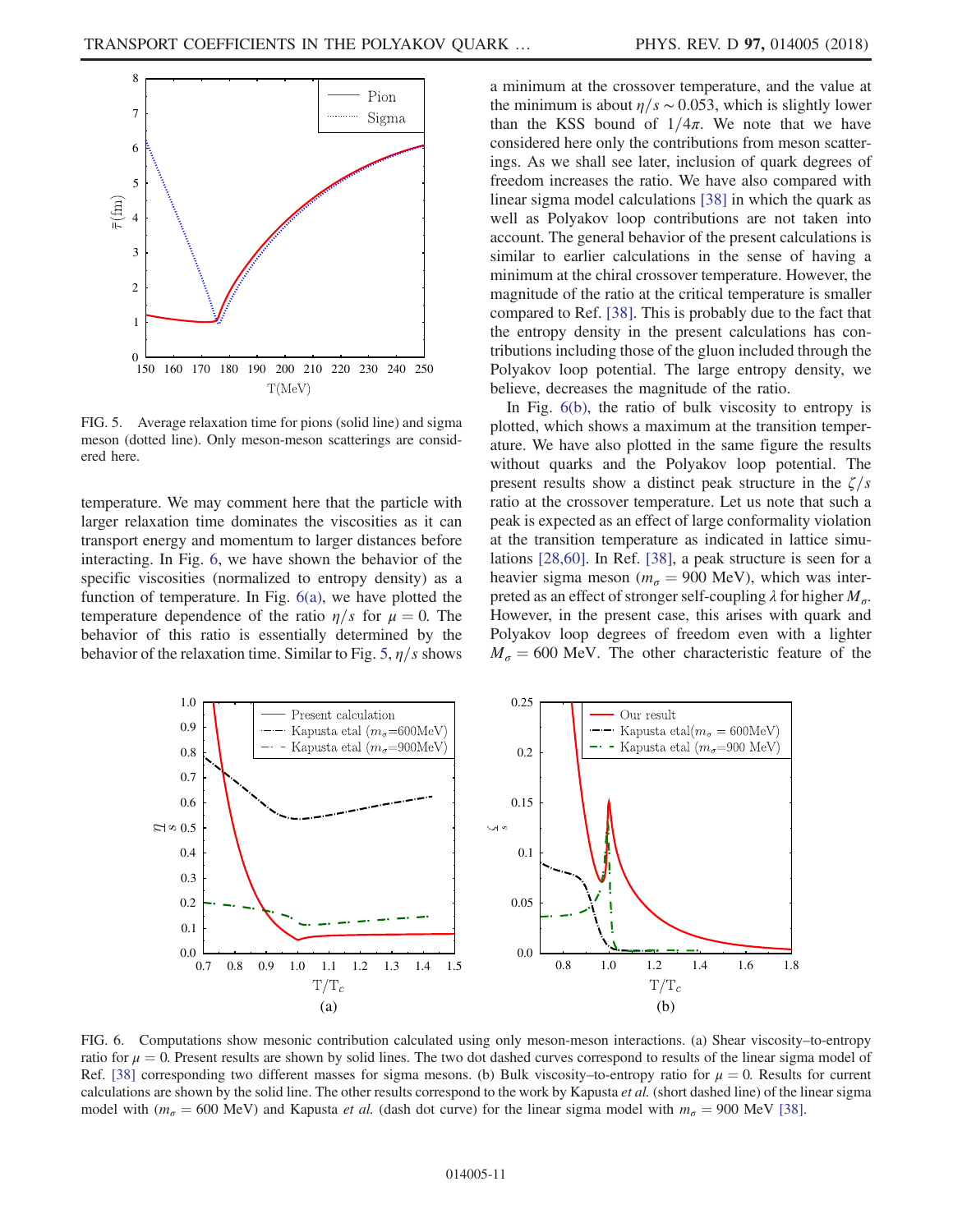FIG. 5. Average relaxation time for pions (solid line) and sigma meson (dotted line). Only meson-meson scatterings are considered here.

temperature. We may comment here that the particle with larger relaxation time dominates the viscosities as it can transport energy and momentum to larger distances before interacting. In Fig. 6, we have shown the behavior of the specific viscosities (normalized to entropy density) as a function of temperature. In Fig. 6(a), we have plotted the temperature dependence of the ratio $\eta/s$ for $\mu = 0$. The behavior of this ratio is essentially determined by the behavior of the relaxation time. Similar to Fig. 5, $\eta/s$ shows a minimum at the crossover temperature, and the value at the minimum is about $\eta/s \sim 0.053$, which is slightly lower than the KSS bound of $1/4\pi$. We note that we have considered here only the contributions from meson scatterings. As we shall see later, inclusion of quark degrees of freedom increases the ratio. We have also compared with linear sigma model calculations [38] in which the quark as well as Polyakov loop contributions are not taken into account. The general behavior of the present calculations is similar to earlier calculations in the sense of having a minimum at the chiral crossover temperature. However, the magnitude of the ratio at the critical temperature is smaller compared to Ref. [38]. This is probably due to the fact that the entropy density in the present calculations has contributions including those of the gluon included through the Polyakov loop potential. The large entropy density, we believe, decreases the magnitude of the ratio.

In Fig. 6(b), the ratio of bulk viscosity to entropy is plotted, which shows a maximum at the transition temperature. We have also plotted in the same figure the results without quarks and the Polyakov loop potential. The present results show a distinct peak structure in the $\zeta/s$ ratio at the crossover temperature. Let us note that such a peak is expected as an effect of large conformality violation at the transition temperature as indicated in lattice simulations [28,60]. In Ref. [38], a peak structure is seen for a heavier sigma meson ($m_\sigma = 900$ MeV), which was interpreted as an effect of stronger self-coupling $\lambda$ for higher $M_\sigma$. However, in the present case, this arises with quark and Polyakov loop degrees of freedom even with a lighter $M_\sigma = 600$ MeV. The other characteristic feature of the

FIG. 6. Computations show mesonic contribution calculated using only meson-meson interactions. (a) Shear viscosity–to-entropy ratio for $\mu = 0$. Present results are shown by solid lines. The two dot dashed curves correspond to results of the linear sigma model of Ref. [38] corresponding two different masses for sigma mesons. (b) Bulk viscosity–to-entropy ratio for $\mu = 0$. Results for current calculations are shown by the solid line. The other results correspond to the work by Kapusta *et al.* (short dashed line) of the linear sigma model with ($m_\sigma = 600$ MeV) and Kapusta *et al.* (dash dot curve) for the linear sigma model with $m_\sigma = 900$ MeV [38].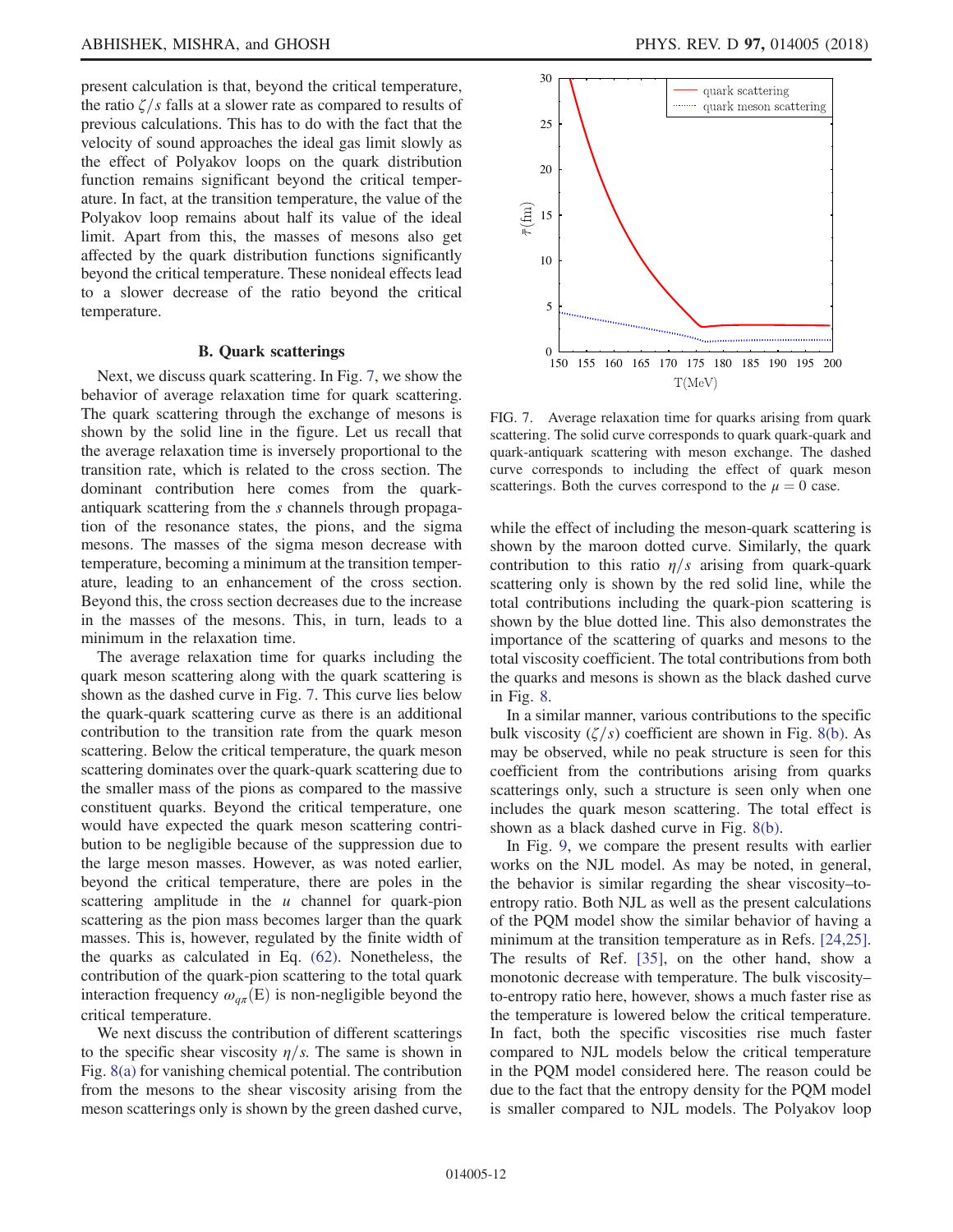present calculation is that, beyond the critical temperature, the ratio $\zeta/s$ falls at a slower rate as compared to results of previous calculations. This has to do with the fact that the velocity of sound approaches the ideal gas limit slowly as the effect of Polyakov loops on the quark distribution function remains significant beyond the critical temperature. In fact, at the transition temperature, the value of the Polyakov loop remains about half its value of the ideal limit. Apart from this, the masses of mesons also get affected by the quark distribution functions significantly beyond the critical temperature. These nonideal effects lead to a slower decrease of the ratio beyond the critical temperature.

### B. Quark scatterings

Next, we discuss quark scattering. In Fig. 7, we show the behavior of average relaxation time for quark scattering. The quark scattering through the exchange of mesons is shown by the solid line in the figure. Let us recall that the average relaxation time is inversely proportional to the transition rate, which is related to the cross section. The dominant contribution here comes from the quark-antiquark scattering from the $s$ channels through propagation of the resonance states, the pions, and the sigma mesons. The masses of the sigma meson decrease with temperature, becoming a minimum at the transition temperature, leading to an enhancement of the cross section. Beyond this, the cross section decreases due to the increase in the masses of the mesons. This, in turn, leads to a minimum in the relaxation time.

The average relaxation time for quarks including the quark meson scattering along with the quark scattering is shown as the dashed curve in Fig. 7. This curve lies below the quark-quark scattering curve as there is an additional contribution to the transition rate from the quark meson scattering. Below the critical temperature, the quark meson scattering dominates over the quark-quark scattering due to the smaller mass of the pions as compared to the massive constituent quarks. Beyond the critical temperature, one would have expected the quark meson scattering contribution to be negligible because of the suppression due to the large meson masses. However, as was noted earlier, beyond the critical temperature, there are poles in the scattering amplitude in the $u$ channel for quark-pion scattering as the pion mass becomes larger than the quark masses. This is, however, regulated by the finite width of the quarks as calculated in Eq. (62). Nonetheless, the contribution of the quark-pion scattering to the total quark interaction frequency $\omega_{q\pi}(\mathrm{E})$ is non-negligible beyond the critical temperature.

We next discuss the contribution of different scatterings to the specific shear viscosity $\eta/s$. The same is shown in Fig. 8(a) for vanishing chemical potential. The contribution from the mesons to the shear viscosity arising from the meson scatterings only is shown by the green dashed curve,

quark scattering
quark meson scattering
$\bar{\tau}$ (fm)
0
5
10
15
20
25
30
150 155 160 165 170 175 180 185 190 195 200
T(MeV)

FIG. 7. Average relaxation time for quarks arising from quark scattering. The solid curve corresponds to quark quark-quark and quark-antiquark scattering with meson exchange. The dashed curve corresponds to including the effect of quark meson scatterings. Both the curves correspond to the $\mu = 0$ case.

while the effect of including the meson-quark scattering is shown by the maroon dotted curve. Similarly, the quark contribution to this ratio $\eta/s$ arising from quark-quark scattering only is shown by the red solid line, while the total contributions including the quark-pion scattering is shown by the blue dotted line. This also demonstrates the importance of the scattering of quarks and mesons to the total viscosity coefficient. The total contributions from both the quarks and mesons is shown as the black dashed curve in Fig. 8.

In a similar manner, various contributions to the specific bulk viscosity ($\zeta/s$) coefficient are shown in Fig. 8(b). As may be observed, while no peak structure is seen for this coefficient from the contributions arising from quarks scatterings only, such a structure is seen only when one includes the quark meson scattering. The total effect is shown as a black dashed curve in Fig. 8(b).

In Fig. 9, we compare the present results with earlier works on the NJL model. As may be noted, in general, the behavior is similar regarding the shear viscosity–to-entropy ratio. Both NJL as well as the present calculations of the PQM model show the similar behavior of having a minimum at the transition temperature as in Refs. [24,25]. The results of Ref. [35], on the other hand, show a monotonic decrease with temperature. The bulk viscosity–to-entropy ratio here, however, shows a much faster rise as the temperature is lowered below the critical temperature. In fact, both the specific viscosities rise much faster compared to NJL models below the critical temperature in the PQM model considered here. The reason could be due to the fact that the entropy density for the PQM model is smaller compared to NJL models. The Polyakov loop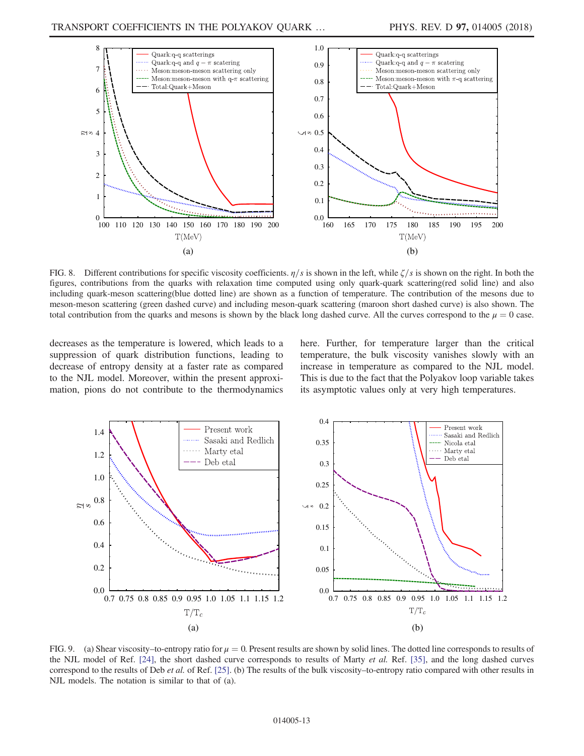FIG. 8. Different contributions for specific viscosity coefficients. $\eta/s$ is shown in the left, while $\zeta/s$ is shown on the right. In both the figures, contributions from the quarks with relaxation time computed using only quark-quark scattering(red solid line) and also including quark-meson scattering(blue dotted line) are shown as a function of temperature. The contribution of the mesons due to meson-meson scattering (green dashed curve) and including meson-quark scattering (maroon short dashed curve) is also shown. The total contribution from the quarks and mesons is shown by the black long dashed curve. All the curves correspond to the $\mu = 0$ case.

decreases as the temperature is lowered, which leads to a suppression of quark distribution functions, leading to decrease of entropy density at a faster rate as compared to the NJL model. Moreover, within the present approximation, pions do not contribute to the thermodynamics here. Further, for temperature larger than the critical temperature, the bulk viscosity vanishes slowly with an increase in temperature as compared to the NJL model. This is due to the fact that the Polyakov loop variable takes its asymptotic values only at very high temperatures.

FIG. 9. (a) Shear viscosity–to-entropy ratio for $\mu = 0$. Present results are shown by solid lines. The dotted line corresponds to results of the NJL model of Ref. [24], the short dashed curve corresponds to results of Marty *et al.* Ref. [35], and the long dashed curves correspond to the results of Deb *et al.* of Ref. [25]. (b) The results of the bulk viscosity–to-entropy ratio compared with other results in NJL models. The notation is similar to that of (a).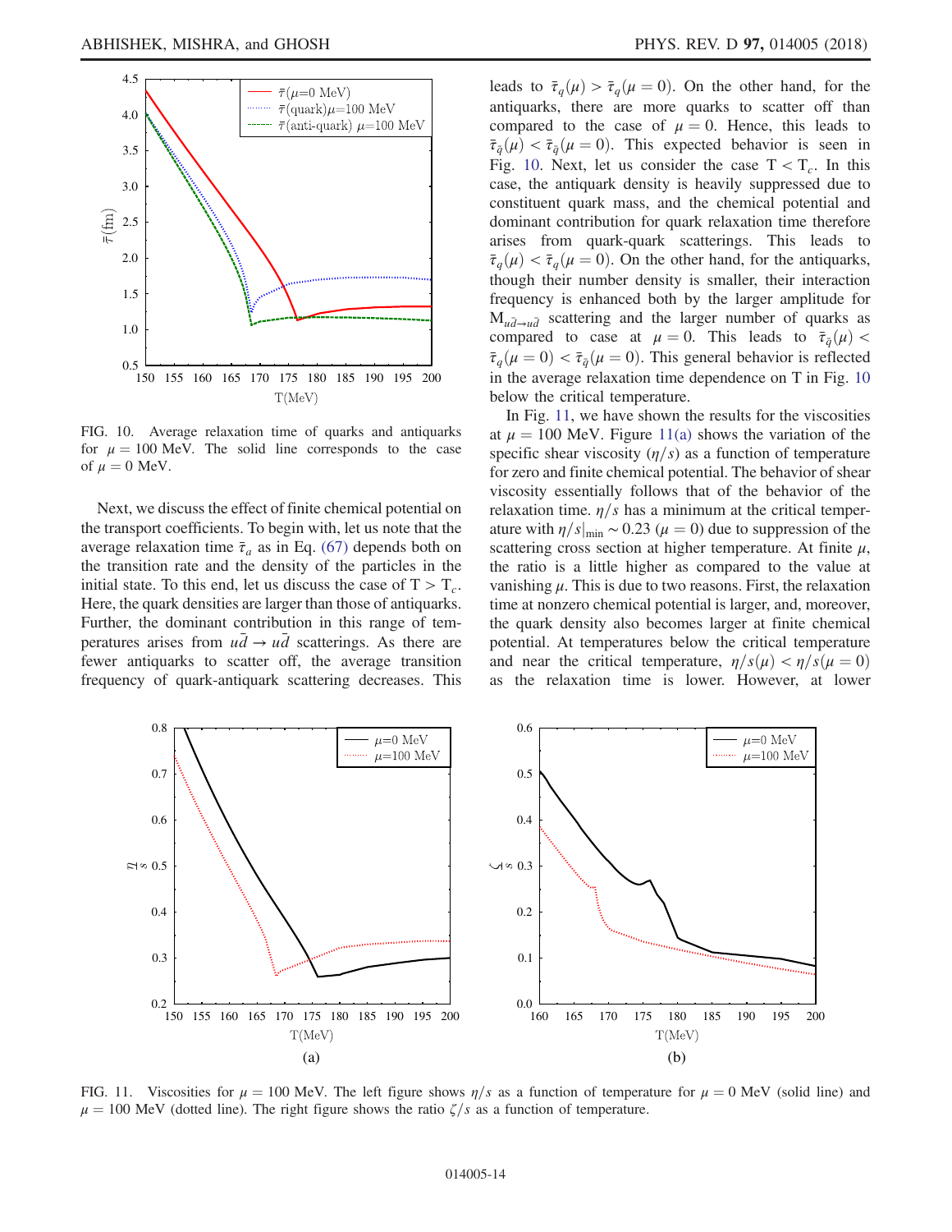FIG. 10. Average relaxation time of quarks and antiquarks for $\mu = 100$ MeV. The solid line corresponds to the case of $\mu = 0$ MeV.

Next, we discuss the effect of finite chemical potential on the transport coefficients. To begin with, let us note that the average relaxation time $\bar{\tau}_a$ as in Eq. (67) depends both on the transition rate and the density of the particles in the initial state. To this end, let us discuss the case of $T > T_c$. Here, the quark densities are larger than those of antiquarks. Further, the dominant contribution in this range of temperatures arises from $u\bar{d} \to u\bar{d}$ scatterings. As there are fewer antiquarks to scatter off, the average transition frequency of quark-antiquark scattering decreases. This leads to $\bar{\tau}_q(\mu) > \bar{\tau}_q(\mu = 0)$. On the other hand, for the antiquarks, there are more quarks to scatter off than compared to the case of $\mu = 0$. Hence, this leads to $\bar{\tau}_{\bar{q}}(\mu) < \bar{\tau}_{\bar{q}}(\mu = 0)$. This expected behavior is seen in Fig. 10. Next, let us consider the case $T < T_c$. In this case, the antiquark density is heavily suppressed due to constituent quark mass, and the chemical potential and dominant contribution for quark relaxation time therefore arises from quark-quark scatterings. This leads to $\bar{\tau}_q(\mu) < \bar{\tau}_q(\mu = 0)$. On the other hand, for the antiquarks, though their number density is smaller, their interaction frequency is enhanced both by the larger amplitude for $M_{u\bar{d}\to u\bar{d}}$ scattering and the larger number of quarks as compared to case at $\mu = 0$. This leads to $\bar{\tau}_{\bar{q}}(\mu) < \bar{\tau}_q(\mu = 0) < \bar{\tau}_{\bar{q}}(\mu = 0)$. This general behavior is reflected in the average relaxation time dependence on T in Fig. 10 below the critical temperature.

In Fig. 11, we have shown the results for the viscosities at $\mu = 100$ MeV. Figure 11(a) shows the variation of the specific shear viscosity ($\eta/s$) as a function of temperature for zero and finite chemical potential. The behavior of shear viscosity essentially follows that of the behavior of the relaxation time. $\eta/s$ has a minimum at the critical temperature with $\eta/s|_{\min} \sim 0.23$ ($\mu = 0$) due to suppression of the scattering cross section at higher temperature. At finite $\mu$, the ratio is a little higher as compared to the value at vanishing $\mu$. This is due to two reasons. First, the relaxation time at nonzero chemical potential is larger, and, moreover, the quark density also becomes larger at finite chemical potential. At temperatures below the critical temperature and near the critical temperature, $\eta/s(\mu) < \eta/s(\mu = 0)$ as the relaxation time is lower. However, at lower

FIG. 11. Viscosities for $\mu = 100$ MeV. The left figure shows $\eta/s$ as a function of temperature for $\mu = 0$ MeV (solid line) and $\mu = 100$ MeV (dotted line). The right figure shows the ratio $\zeta/s$ as a function of temperature.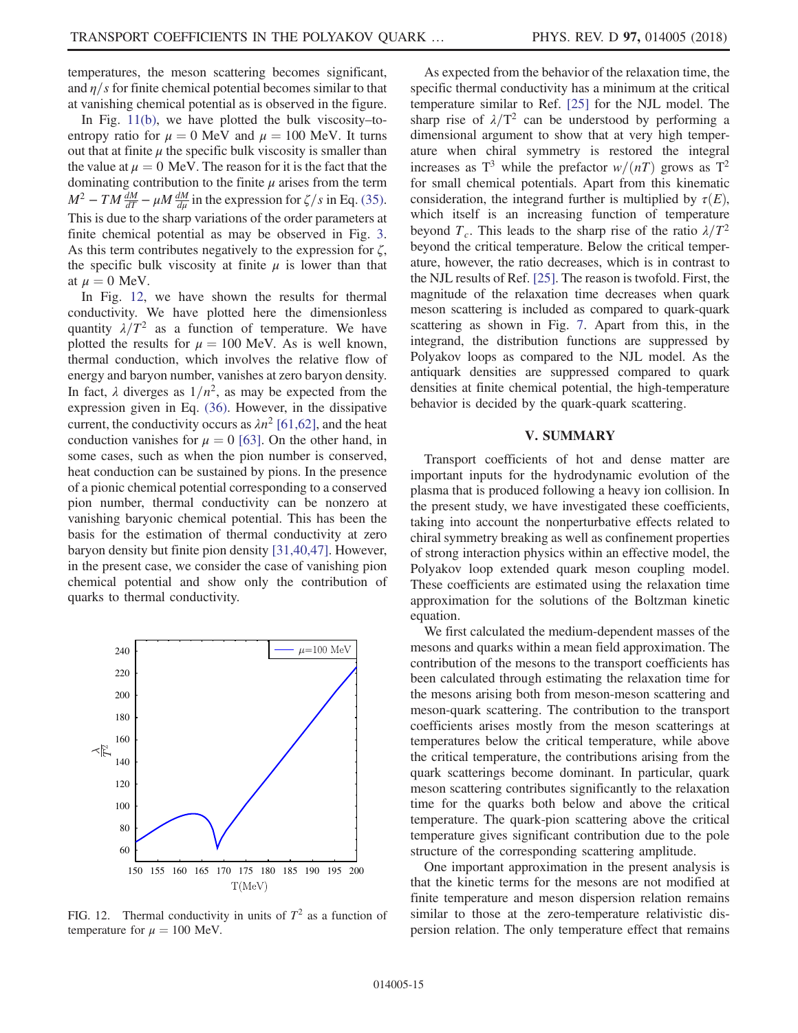temperatures, the meson scattering becomes significant, and $\eta/s$ for finite chemical potential becomes similar to that at vanishing chemical potential as is observed in the figure.

In Fig. 11(b), we have plotted the bulk viscosity–to-entropy ratio for $\mu = 0$ MeV and $\mu = 100$ MeV. It turns out that at finite $\mu$ the specific bulk viscosity is smaller than the value at $\mu = 0$ MeV. The reason for it is the fact that the dominating contribution to the finite $\mu$ arises from the term $M^2 - TM\frac{dM}{dT} - \mu M\frac{dM}{d\mu}$ in the expression for $\zeta/s$ in Eq. (35). This is due to the sharp variations of the order parameters at finite chemical potential as may be observed in Fig. 3. As this term contributes negatively to the expression for $\zeta$, the specific bulk viscosity at finite $\mu$ is lower than that at $\mu = 0$ MeV.

In Fig. 12, we have shown the results for thermal conductivity. We have plotted here the dimensionless quantity $\lambda/T^2$ as a function of temperature. We have plotted the results for $\mu = 100$ MeV. As is well known, thermal conduction, which involves the relative flow of energy and baryon number, vanishes at zero baryon density. In fact, $\lambda$ diverges as $1/n^2$, as may be expected from the expression given in Eq. (36). However, in the dissipative current, the conductivity occurs as $\lambda n^2$ [61,62], and the heat conduction vanishes for $\mu = 0$ [63]. On the other hand, in some cases, such as when the pion number is conserved, heat conduction can be sustained by pions. In the presence of a pionic chemical potential corresponding to a conserved pion number, thermal conductivity can be nonzero at vanishing baryonic chemical potential. This has been the basis for the estimation of thermal conductivity at zero baryon density but finite pion density [31,40,47]. However, in the present case, we consider the case of vanishing pion chemical potential and show only the contribution of quarks to thermal conductivity.

FIG. 12. Thermal conductivity in units of $T^2$ as a function of temperature for $\mu = 100$ MeV.

As expected from the behavior of the relaxation time, the specific thermal conductivity has a minimum at the critical temperature similar to Ref. [25] for the NJL model. The sharp rise of $\lambda/T^2$ can be understood by performing a dimensional argument to show that at very high temperature when chiral symmetry is restored the integral increases as $T^3$ while the prefactor $w/(nT)$ grows as $T^2$ for small chemical potentials. Apart from this kinematic consideration, the integrand further is multiplied by $\tau(E)$, which itself is an increasing function of temperature beyond $T_c$. This leads to the sharp rise of the ratio $\lambda/T^2$ beyond the critical temperature. Below the critical temperature, however, the ratio decreases, which is in contrast to the NJL results of Ref. [25]. The reason is twofold. First, the magnitude of the relaxation time decreases when quark meson scattering is included as compared to quark-quark scattering as shown in Fig. 7. Apart from this, in the integrand, the distribution functions are suppressed by Polyakov loops as compared to the NJL model. As the antiquark densities are suppressed compared to quark densities at finite chemical potential, the high-temperature behavior is decided by the quark-quark scattering.

## V. SUMMARY

Transport coefficients of hot and dense matter are important inputs for the hydrodynamic evolution of the plasma that is produced following a heavy ion collision. In the present study, we have investigated these coefficients, taking into account the nonperturbative effects related to chiral symmetry breaking as well as confinement properties of strong interaction physics within an effective model, the Polyakov loop extended quark meson coupling model. These coefficients are estimated using the relaxation time approximation for the solutions of the Boltzman kinetic equation.

We first calculated the medium-dependent masses of the mesons and quarks within a mean field approximation. The contribution of the mesons to the transport coefficients has been calculated through estimating the relaxation time for the mesons arising both from meson-meson scattering and meson-quark scattering. The contribution to the transport coefficients arises mostly from the meson scatterings at temperatures below the critical temperature, while above the critical temperature, the contributions arising from the quark scatterings become dominant. In particular, quark meson scattering contributes significantly to the relaxation time for the quarks both below and above the critical temperature. The quark-pion scattering above the critical temperature gives significant contribution due to the pole structure of the corresponding scattering amplitude.

One important approximation in the present analysis is that the kinetic terms for the mesons are not modified at finite temperature and meson dispersion relation remains similar to those at the zero-temperature relativistic dispersion relation. The only temperature effect that remains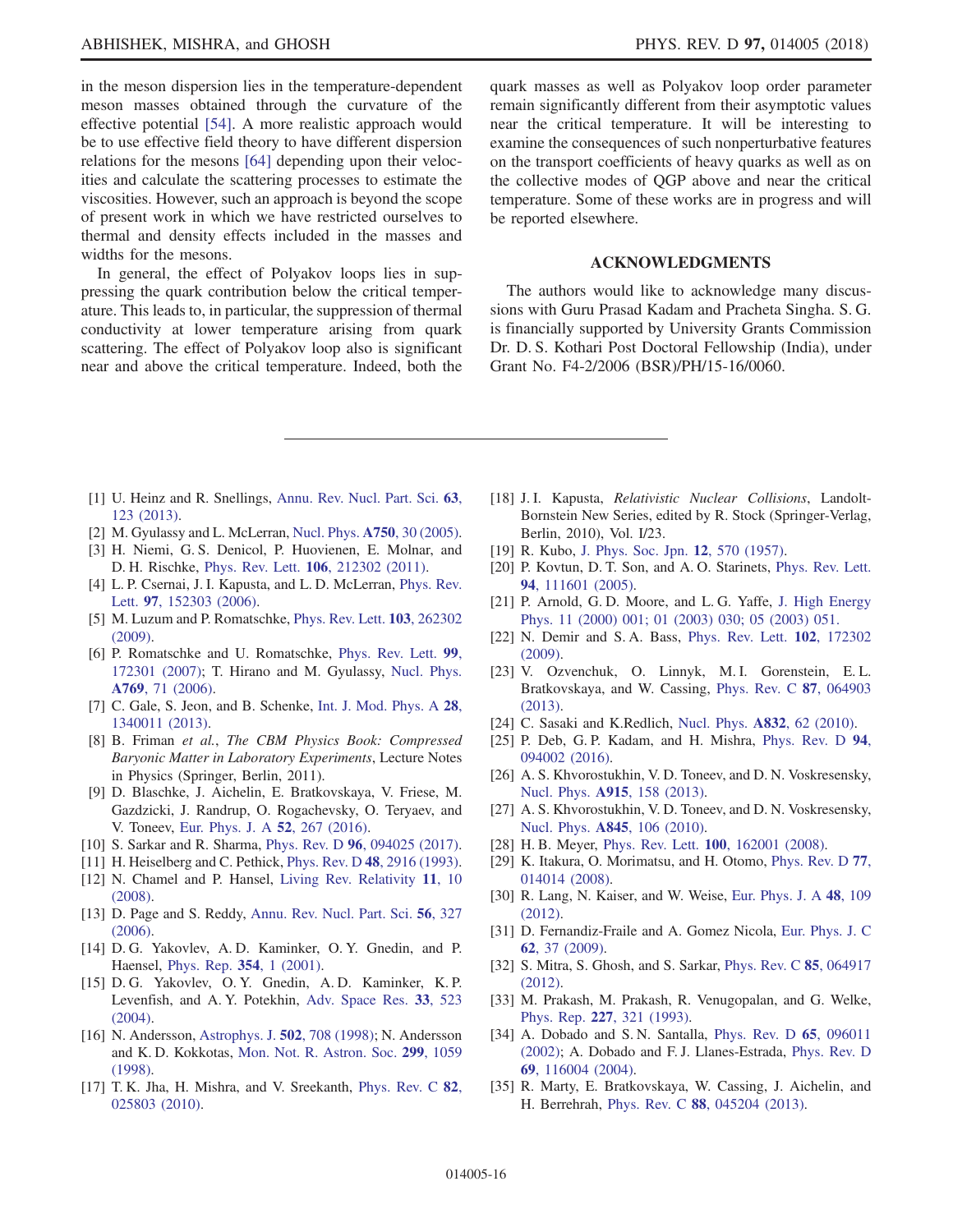in the meson dispersion lies in the temperature-dependent meson masses obtained through the curvature of the effective potential [54]. A more realistic approach would be to use effective field theory to have different dispersion relations for the mesons [64] depending upon their velocities and calculate the scattering processes to estimate the viscosities. However, such an approach is beyond the scope of present work in which we have restricted ourselves to thermal and density effects included in the masses and widths for the mesons.

In general, the effect of Polyakov loops lies in suppressing the quark contribution below the critical temperature. This leads to, in particular, the suppression of thermal conductivity at lower temperature arising from quark scattering. The effect of Polyakov loop also is significant near and above the critical temperature. Indeed, both the quark masses as well as Polyakov loop order parameter remain significantly different from their asymptotic values near the critical temperature. It will be interesting to examine the consequences of such nonperturbative features on the transport coefficients of heavy quarks as well as on the collective modes of QGP above and near the critical temperature. Some of these works are in progress and will be reported elsewhere.

## ACKNOWLEDGMENTS

The authors would like to acknowledge many discussions with Guru Prasad Kadam and Pracheta Singha. S. G. is financially supported by University Grants Commission Dr. D. S. Kothari Post Doctoral Fellowship (India), under Grant No. F4-2/2006 (BSR)/PH/15-16/0060.

---

[1] U. Heinz and R. Snellings, Annu. Rev. Nucl. Part. Sci. **63**, 123 (2013).

[2] M. Gyulassy and L. McLerran, Nucl. Phys. **A750**, 30 (2005).

[3] H. Niemi, G. S. Denicol, P. Huovienen, E. Molnar, and D. H. Rischke, Phys. Rev. Lett. **106**, 212302 (2011).

[4] L. P. Csernai, J. I. Kapusta, and L. D. McLerran, Phys. Rev. Lett. **97**, 152303 (2006).

[5] M. Luzum and P. Romatschke, Phys. Rev. Lett. **103**, 262302 (2009).

[6] P. Romatschke and U. Romatschke, Phys. Rev. Lett. **99**, 172301 (2007); T. Hirano and M. Gyulassy, Nucl. Phys. **A769**, 71 (2006).

[7] C. Gale, S. Jeon, and B. Schenke, Int. J. Mod. Phys. A **28**, 1340011 (2013).

[8] B. Friman *et al.*, *The CBM Physics Book: Compressed Baryonic Matter in Laboratory Experiments*, Lecture Notes in Physics (Springer, Berlin, 2011).

[9] D. Blaschke, J. Aichelin, E. Bratkovskaya, V. Friese, M. Gazdzicki, J. Randrup, O. Rogachevsky, O. Teryaev, and V. Toneev, Eur. Phys. J. A **52**, 267 (2016).

[10] S. Sarkar and R. Sharma, Phys. Rev. D **96**, 094025 (2017).

[11] H. Heiselberg and C. Pethick, Phys. Rev. D **48**, 2916 (1993).

[12] N. Chamel and P. Hansel, Living Rev. Relativity **11**, 10 (2008).

[13] D. Page and S. Reddy, Annu. Rev. Nucl. Part. Sci. **56**, 327 (2006).

[14] D. G. Yakovlev, A. D. Kaminker, O. Y. Gnedin, and P. Haensel, Phys. Rep. **354**, 1 (2001).

[15] D. G. Yakovlev, O. Y. Gnedin, A. D. Kaminker, K. P. Levenfish, and A. Y. Potekhin, Adv. Space Res. **33**, 523 (2004).

[16] N. Andersson, Astrophys. J. **502**, 708 (1998); N. Andersson and K. D. Kokkotas, Mon. Not. R. Astron. Soc. **299**, 1059 (1998).

[17] T. K. Jha, H. Mishra, and V. Sreekanth, Phys. Rev. C **82**, 025803 (2010).

[18] J. I. Kapusta, *Relativistic Nuclear Collisions*, Landolt-Bornstein New Series, edited by R. Stock (Springer-Verlag, Berlin, 2010), Vol. I/23.

[19] R. Kubo, J. Phys. Soc. Jpn. **12**, 570 (1957).

[20] P. Kovtun, D. T. Son, and A. O. Starinets, Phys. Rev. Lett. **94**, 111601 (2005).

[21] P. Arnold, G. D. Moore, and L. G. Yaffe, J. High Energy Phys. 11 (2000) 001; 01 (2003) 030; 05 (2003) 051.

[22] N. Demir and S. A. Bass, Phys. Rev. Lett. **102**, 172302 (2009).

[23] V. Ozvenchuk, O. Linnyk, M. I. Gorenstein, E. L. Bratkovskaya, and W. Cassing, Phys. Rev. C **87**, 064903 (2013).

[24] C. Sasaki and K.Redlich, Nucl. Phys. **A832**, 62 (2010).

[25] P. Deb, G. P. Kadam, and H. Mishra, Phys. Rev. D **94**, 094002 (2016).

[26] A. S. Khvorostukhin, V. D. Toneev, and D. N. Voskresensky, Nucl. Phys. **A915**, 158 (2013).

[27] A. S. Khvorostukhin, V. D. Toneev, and D. N. Voskresensky, Nucl. Phys. **A845**, 106 (2010).

[28] H. B. Meyer, Phys. Rev. Lett. **100**, 162001 (2008).

[29] K. Itakura, O. Morimatsu, and H. Otomo, Phys. Rev. D **77**, 014014 (2008).

[30] R. Lang, N. Kaiser, and W. Weise, Eur. Phys. J. A **48**, 109 (2012).

[31] D. Fernandiz-Fraile and A. Gomez Nicola, Eur. Phys. J. C **62**, 37 (2009).

[32] S. Mitra, S. Ghosh, and S. Sarkar, Phys. Rev. C **85**, 064917 (2012).

[33] M. Prakash, M. Prakash, R. Venugopalan, and G. Welke, Phys. Rep. **227**, 321 (1993).

[34] A. Dobado and S. N. Santalla, Phys. Rev. D **65**, 096011 (2002); A. Dobado and F. J. Llanes-Estrada, Phys. Rev. D **69**, 116004 (2004).

[35] R. Marty, E. Bratkovskaya, W. Cassing, J. Aichelin, and H. Berrehrah, Phys. Rev. C **88**, 045204 (2013).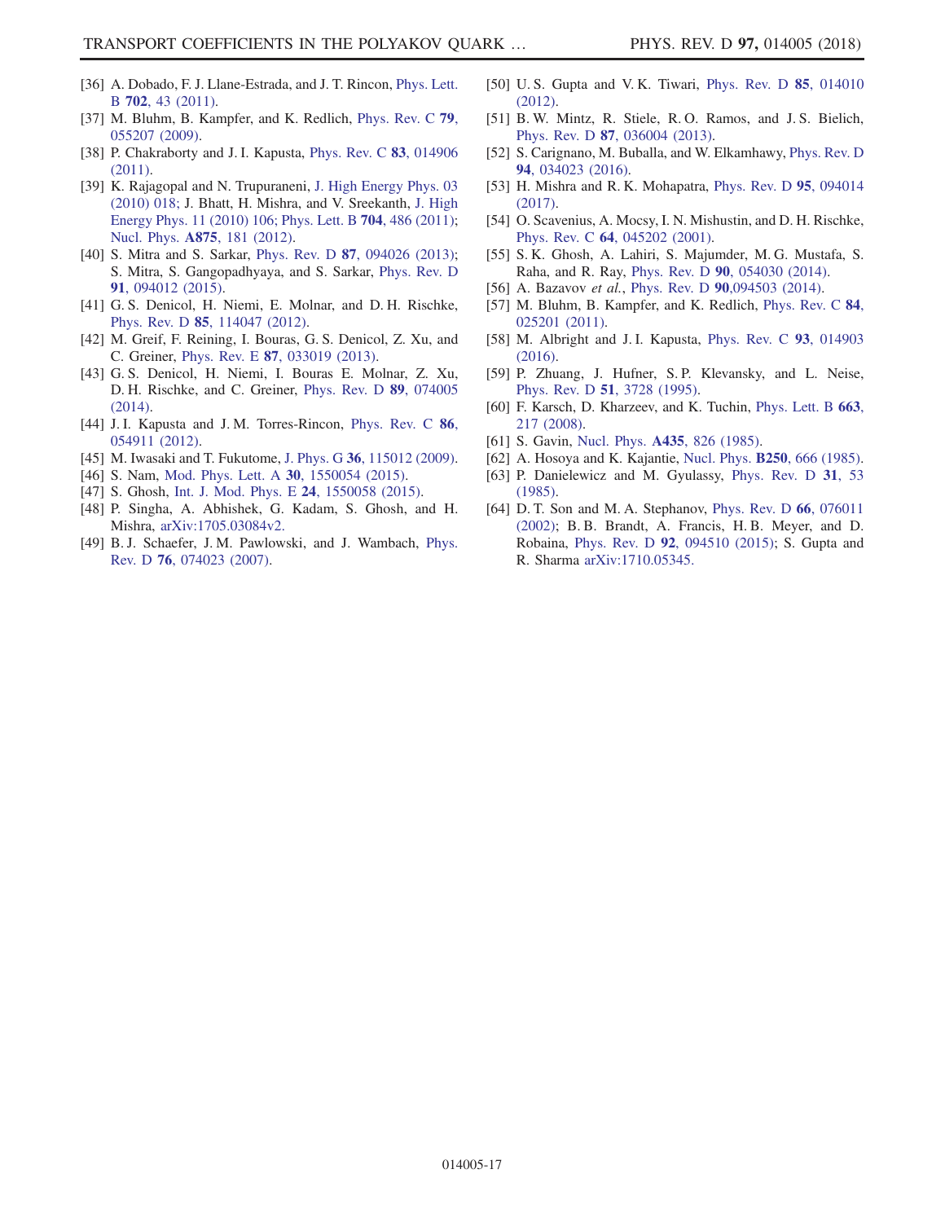[36] A. Dobado, F. J. Llane-Estrada, and J. T. Rincon, Phys. Lett. B **702**, 43 (2011).

[37] M. Bluhm, B. Kampfer, and K. Redlich, Phys. Rev. C **79**, 055207 (2009).

[38] P. Chakraborty and J. I. Kapusta, Phys. Rev. C **83**, 014906 (2011).

[39] K. Rajagopal and N. Trupuraneni, J. High Energy Phys. 03 (2010) 018; J. Bhatt, H. Mishra, and V. Sreekanth, J. High Energy Phys. 11 (2010) 106; Phys. Lett. B **704**, 486 (2011); Nucl. Phys. **A875**, 181 (2012).

[40] S. Mitra and S. Sarkar, Phys. Rev. D **87**, 094026 (2013); S. Mitra, S. Gangopadhyaya, and S. Sarkar, Phys. Rev. D **91**, 094012 (2015).

[41] G. S. Denicol, H. Niemi, E. Molnar, and D. H. Rischke, Phys. Rev. D **85**, 114047 (2012).

[42] M. Greif, F. Reining, I. Bouras, G. S. Denicol, Z. Xu, and C. Greiner, Phys. Rev. E **87**, 033019 (2013).

[43] G. S. Denicol, H. Niemi, I. Bouras E. Molnar, Z. Xu, D. H. Rischke, and C. Greiner, Phys. Rev. D **89**, 074005 (2014).

[44] J. I. Kapusta and J. M. Torres-Rincon, Phys. Rev. C **86**, 054911 (2012).

[45] M. Iwasaki and T. Fukutome, J. Phys. G **36**, 115012 (2009).

[46] S. Nam, Mod. Phys. Lett. A **30**, 1550054 (2015).

[47] S. Ghosh, Int. J. Mod. Phys. E **24**, 1550058 (2015).

[48] P. Singha, A. Abhishek, G. Kadam, S. Ghosh, and H. Mishra, arXiv:1705.03084v2.

[49] B. J. Schaefer, J. M. Pawlowski, and J. Wambach, Phys. Rev. D **76**, 074023 (2007).

[50] U. S. Gupta and V. K. Tiwari, Phys. Rev. D **85**, 014010 (2012).

[51] B. W. Mintz, R. Stiele, R. O. Ramos, and J. S. Bielich, Phys. Rev. D **87**, 036004 (2013).

[52] S. Carignano, M. Buballa, and W. Elkamhawy, Phys. Rev. D **94**, 034023 (2016).

[53] H. Mishra and R. K. Mohapatra, Phys. Rev. D **95**, 094014 (2017).

[54] O. Scavenius, A. Mocsy, I. N. Mishustin, and D. H. Rischke, Phys. Rev. C **64**, 045202 (2001).

[55] S. K. Ghosh, A. Lahiri, S. Majumder, M. G. Mustafa, S. Raha, and R. Ray, Phys. Rev. D **90**, 054030 (2014).

[56] A. Bazavov *et al.*, Phys. Rev. D **90**,094503 (2014).

[57] M. Bluhm, B. Kampfer, and K. Redlich, Phys. Rev. C **84**, 025201 (2011).

[58] M. Albright and J. I. Kapusta, Phys. Rev. C **93**, 014903 (2016).

[59] P. Zhuang, J. Hufner, S. P. Klevansky, and L. Neise, Phys. Rev. D **51**, 3728 (1995).

[60] F. Karsch, D. Kharzeev, and K. Tuchin, Phys. Lett. B **663**, 217 (2008).

[61] S. Gavin, Nucl. Phys. **A435**, 826 (1985).

[62] A. Hosoya and K. Kajantie, Nucl. Phys. **B250**, 666 (1985).

[63] P. Danielewicz and M. Gyulassy, Phys. Rev. D **31**, 53 (1985).

[64] D. T. Son and M. A. Stephanov, Phys. Rev. D **66**, 076011 (2002); B. B. Brandt, A. Francis, H. B. Meyer, and D. Robaina, Phys. Rev. D **92**, 094510 (2015); S. Gupta and R. Sharma arXiv:1710.05345.